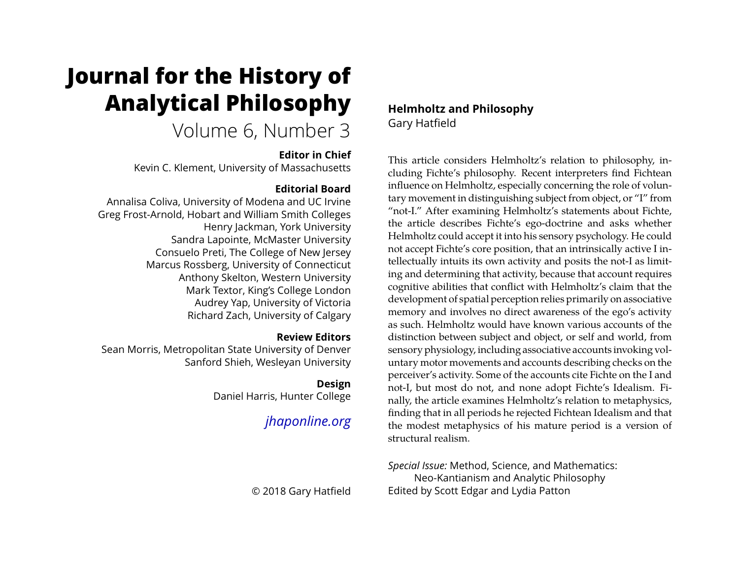# Journal for the History of Analytical Philosophy

Volume 6, Number 3

**Editor in Chief**

Kevin C. Klement, University of Massachusetts

**Editorial Board**

Annalisa Coliva, University of Modena and UC Irvine
Greg Frost-Arnold, Hobart and William Smith Colleges
Henry Jackman, York University
Sandra Lapointe, McMaster University
Consuelo Preti, The College of New Jersey
Marcus Rossberg, University of Connecticut
Anthony Skelton, Western University
Mark Textor, King's College London
Audrey Yap, University of Victoria
Richard Zach, University of Calgary

**Review Editors**

Sean Morris, Metropolitan State University of Denver
Sanford Shieh, Wesleyan University

**Design**

Daniel Harris, Hunter College

*jhaponline.org*

© 2018 Gary Hatfield

## Helmholtz and Philosophy

Gary Hatfield

This article considers Helmholtz's relation to philosophy, including Fichte's philosophy. Recent interpreters find Fichtean influence on Helmholtz, especially concerning the role of voluntary movement in distinguishing subject from object, or "I" from "not-I." After examining Helmholtz's statements about Fichte, the article describes Fichte's ego-doctrine and asks whether Helmholtz could accept it into his sensory psychology. He could not accept Fichte's core position, that an intrinsically active I intellectually intuits its own activity and posits the not-I as limiting and determining that activity, because that account requires cognitive abilities that conflict with Helmholtz's claim that the development of spatial perception relies primarily on associative memory and involves no direct awareness of the ego's activity as such. Helmholtz would have known various accounts of the distinction between subject and object, or self and world, from sensory physiology, including associative accounts invoking voluntary motor movements and accounts describing checks on the perceiver's activity. Some of the accounts cite Fichte on the I and not-I, but most do not, and none adopt Fichte's Idealism. Finally, the article examines Helmholtz's relation to metaphysics, finding that in all periods he rejected Fichtean Idealism and that the modest metaphysics of his mature period is a version of structural realism.

*Special Issue:* Method, Science, and Mathematics: Neo-Kantianism and Analytic Philosophy
Edited by Scott Edgar and Lydia Patton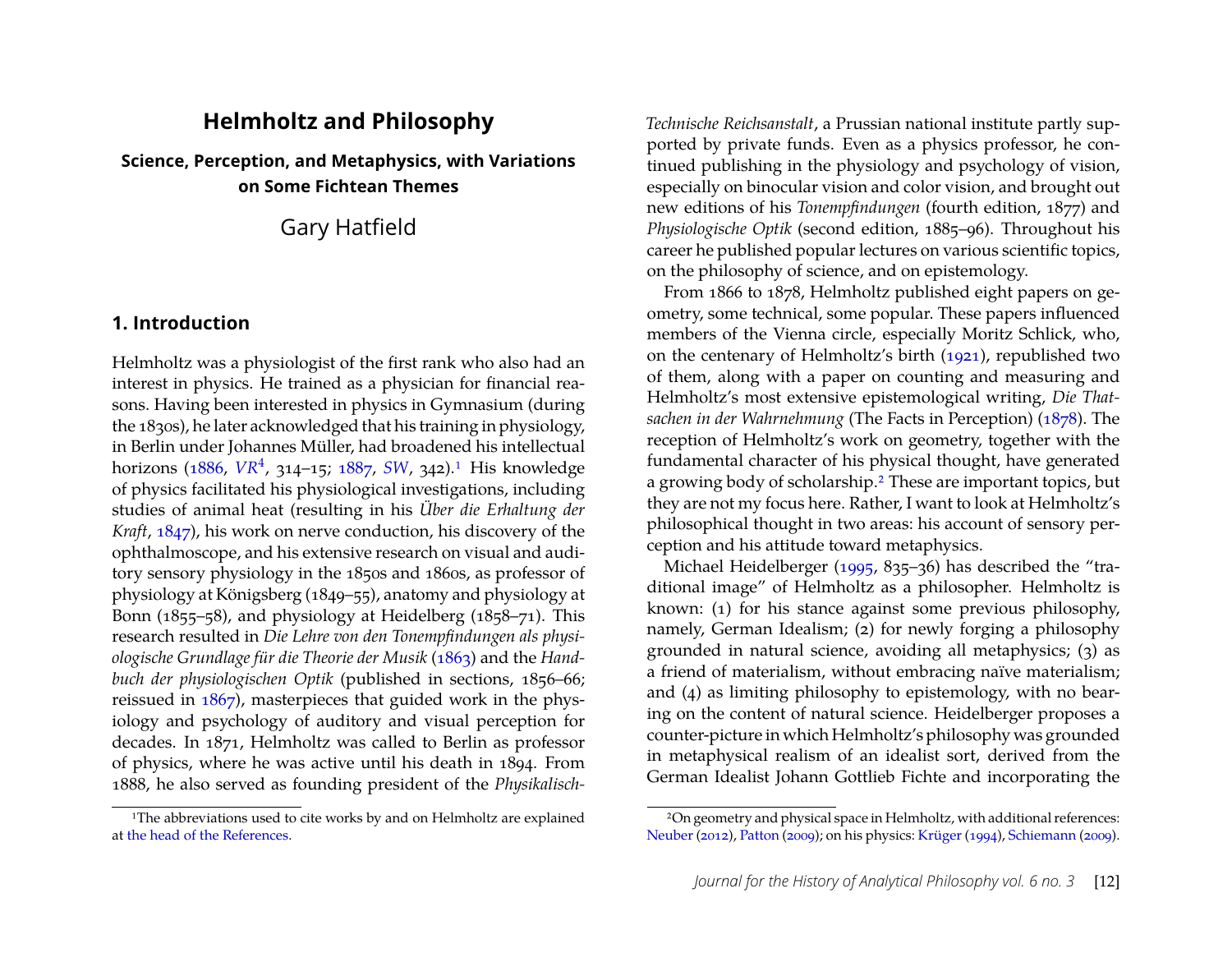# Helmholtz and Philosophy

## Science, Perception, and Metaphysics, with Variations on Some Fichtean Themes

Gary Hatfield

## 1. Introduction

Helmholtz was a physiologist of the first rank who also had an interest in physics. He trained as a physician for financial reasons. Having been interested in physics in Gymnasium (during the 1830s), he later acknowledged that his training in physiology, in Berlin under Johannes Müller, had broadened his intellectual horizons (1886, *VR*[4], 314–15; 1887, *SW*, 342).[1] His knowledge of physics facilitated his physiological investigations, including studies of animal heat (resulting in his *Über die Erhaltung der Kraft*, 1847), his work on nerve conduction, his discovery of the ophthalmoscope, and his extensive research on visual and auditory sensory physiology in the 1850s and 1860s, as professor of physiology at Königsberg (1849–55), anatomy and physiology at Bonn (1855–58), and physiology at Heidelberg (1858–71). This research resulted in *Die Lehre von den Tonempfindungen als physiologische Grundlage für die Theorie der Musik* (1863) and the *Handbuch der physiologischen Optik* (published in sections, 1856–66; reissued in 1867), masterpieces that guided work in the physiology and psychology of auditory and visual perception for decades. In 1871, Helmholtz was called to Berlin as professor of physics, where he was active until his death in 1894. From 1888, he also served as founding president of the *Physikalisch-Technische Reichsanstalt*, a Prussian national institute partly supported by private funds. Even as a physics professor, he continued publishing in the physiology and psychology of vision, especially on binocular vision and color vision, and brought out new editions of his *Tonempfindungen* (fourth edition, 1877) and *Physiologische Optik* (second edition, 1885–96). Throughout his career he published popular lectures on various scientific topics, on the philosophy of science, and on epistemology.

From 1866 to 1878, Helmholtz published eight papers on geometry, some technical, some popular. These papers influenced members of the Vienna circle, especially Moritz Schlick, who, on the centenary of Helmholtz's birth (1921), republished two of them, along with a paper on counting and measuring and Helmholtz's most extensive epistemological writing, *Die Thatsachen in der Wahrnehmung* (The Facts in Perception) (1878). The reception of Helmholtz's work on geometry, together with the fundamental character of his physical thought, have generated a growing body of scholarship.[2] These are important topics, but they are not my focus here. Rather, I want to look at Helmholtz's philosophical thought in two areas: his account of sensory perception and his attitude toward metaphysics.

Michael Heidelberger (1995, 835–36) has described the "traditional image" of Helmholtz as a philosopher. Helmholtz is known: (1) for his stance against some previous philosophy, namely, German Idealism; (2) for newly forging a philosophy grounded in natural science, avoiding all metaphysics; (3) as a friend of materialism, without embracing naïve materialism; and (4) as limiting philosophy to epistemology, with no bearing on the content of natural science. Heidelberger proposes a counter-picture in which Helmholtz's philosophy was grounded in metaphysical realism of an idealist sort, derived from the German Idealist Johann Gottlieb Fichte and incorporating the

[1] The abbreviations used to cite works by and on Helmholtz are explained at the head of the References.

[2] On geometry and physical space in Helmholtz, with additional references: Neuber (2012), Patton (2009); on his physics: Krüger (1994), Schiemann (2009).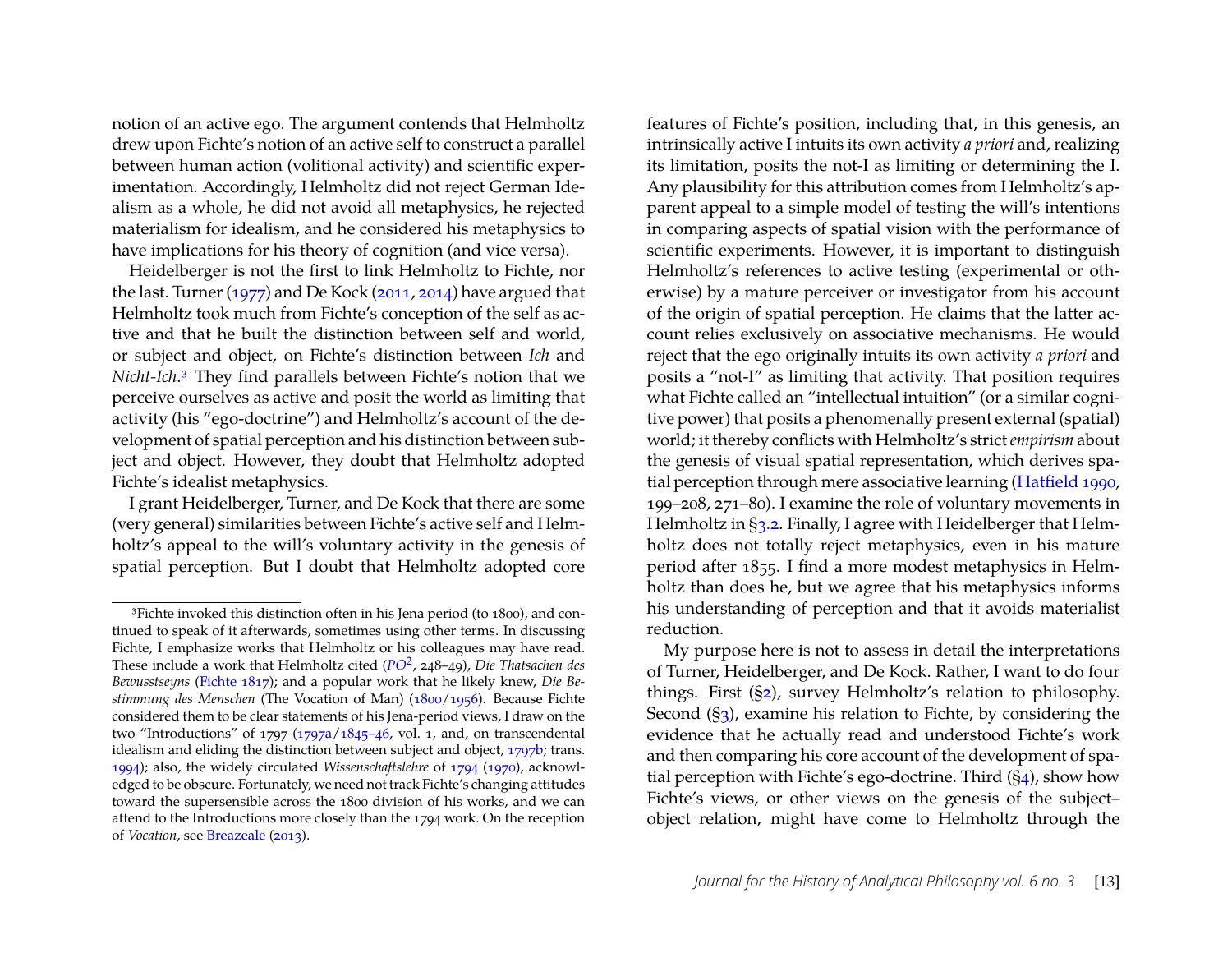notion of an active ego. The argument contends that Helmholtz drew upon Fichte's notion of an active self to construct a parallel between human action (volitional activity) and scientific experimentation. Accordingly, Helmholtz did not reject German Idealism as a whole, he did not avoid all metaphysics, he rejected materialism for idealism, and he considered his metaphysics to have implications for his theory of cognition (and vice versa).

Heidelberger is not the first to link Helmholtz to Fichte, nor the last. Turner (1977) and De Kock (2011, 2014) have argued that Helmholtz took much from Fichte's conception of the self as active and that he built the distinction between self and world, or subject and object, on Fichte's distinction between *Ich* and *Nicht-Ich*.[3] They find parallels between Fichte's notion that we perceive ourselves as active and posit the world as limiting that activity (his "ego-doctrine") and Helmholtz's account of the development of spatial perception and his distinction between subject and object. However, they doubt that Helmholtz adopted Fichte's idealist metaphysics.

I grant Heidelberger, Turner, and De Kock that there are some (very general) similarities between Fichte's active self and Helmholtz's appeal to the will's voluntary activity in the genesis of spatial perception. But I doubt that Helmholtz adopted core features of Fichte's position, including that, in this genesis, an intrinsically active I intuits its own activity *a priori* and, realizing its limitation, posits the not-I as limiting or determining the I. Any plausibility for this attribution comes from Helmholtz's apparent appeal to a simple model of testing the will's intentions in comparing aspects of spatial vision with the performance of scientific experiments. However, it is important to distinguish Helmholtz's references to active testing (experimental or otherwise) by a mature perceiver or investigator from his account of the origin of spatial perception. He claims that the latter account relies exclusively on associative mechanisms. He would reject that the ego originally intuits its own activity *a priori* and posits a "not-I" as limiting that activity. That position requires what Fichte called an "intellectual intuition" (or a similar cognitive power) that posits a phenomenally present external (spatial) world; it thereby conflicts with Helmholtz's strict *empirism* about the genesis of visual spatial representation, which derives spatial perception through mere associative learning (Hatfield 1990, 199–208, 271–80). I examine the role of voluntary movements in Helmholtz in §3.2. Finally, I agree with Heidelberger that Helmholtz does not totally reject metaphysics, even in his mature period after 1855. I find a more modest metaphysics in Helmholtz than does he, but we agree that his metaphysics informs his understanding of perception and that it avoids materialist reduction.

My purpose here is not to assess in detail the interpretations of Turner, Heidelberger, and De Kock. Rather, I want to do four things. First (§2), survey Helmholtz's relation to philosophy. Second (§3), examine his relation to Fichte, by considering the evidence that he actually read and understood Fichte's work and then comparing his core account of the development of spatial perception with Fichte's ego-doctrine. Third (§4), show how Fichte's views, or other views on the genesis of the subject–object relation, might have come to Helmholtz through the

[3] Fichte invoked this distinction often in his Jena period (to 1800), and continued to speak of it afterwards, sometimes using other terms. In discussing Fichte, I emphasize works that Helmholtz or his colleagues may have read. These include a work that Helmholtz cited (*PO*$^2$, 248–49), *Die Thatsachen des Bewusstseyns* (Fichte 1817); and a popular work that he likely knew, *Die Bestimmung des Menschen* (The Vocation of Man) (1800/1956). Because Fichte considered them to be clear statements of his Jena-period views, I draw on the two "Introductions" of 1797 (1797a/1845–46, vol. 1, and, on transcendental idealism and eliding the distinction between subject and object, 1797b; trans. 1994); also, the widely circulated *Wissenschaftslehre* of 1794 (1970), acknowledged to be obscure. Fortunately, we need not track Fichte's changing attitudes toward the supersensible across the 1800 division of his works, and we can attend to the Introductions more closely than the 1794 work. On the reception of *Vocation*, see Breazeale (2013).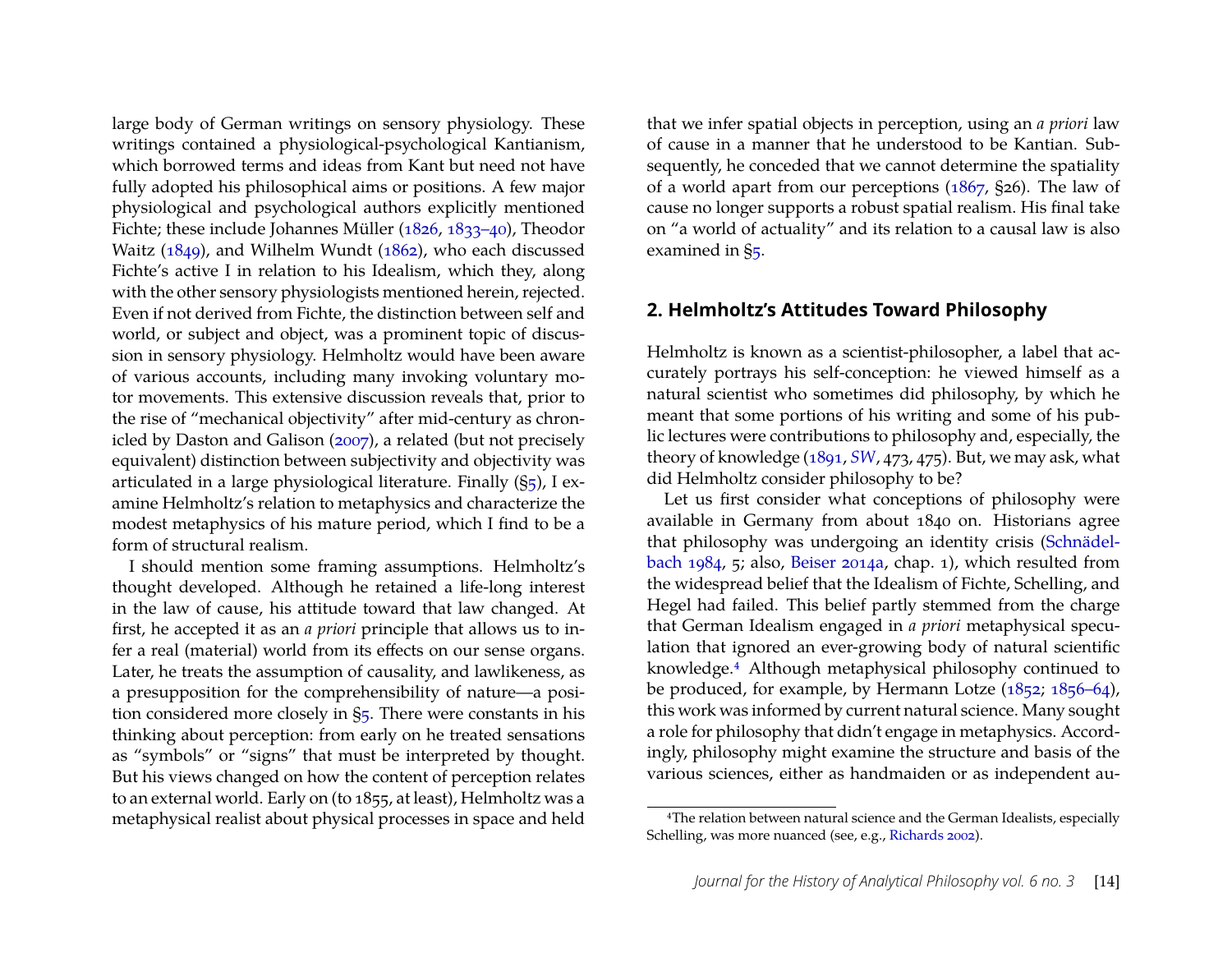large body of German writings on sensory physiology. These writings contained a physiological-psychological Kantianism, which borrowed terms and ideas from Kant but need not have fully adopted his philosophical aims or positions. A few major physiological and psychological authors explicitly mentioned Fichte; these include Johannes Müller (1826, 1833–40), Theodor Waitz (1849), and Wilhelm Wundt (1862), who each discussed Fichte's active I in relation to his Idealism, which they, along with the other sensory physiologists mentioned herein, rejected. Even if not derived from Fichte, the distinction between self and world, or subject and object, was a prominent topic of discussion in sensory physiology. Helmholtz would have been aware of various accounts, including many invoking voluntary motor movements. This extensive discussion reveals that, prior to the rise of "mechanical objectivity" after mid-century as chronicled by Daston and Galison (2007), a related (but not precisely equivalent) distinction between subjectivity and objectivity was articulated in a large physiological literature. Finally (§5), I examine Helmholtz's relation to metaphysics and characterize the modest metaphysics of his mature period, which I find to be a form of structural realism.

I should mention some framing assumptions. Helmholtz's thought developed. Although he retained a life-long interest in the law of cause, his attitude toward that law changed. At first, he accepted it as an *a priori* principle that allows us to infer a real (material) world from its effects on our sense organs. Later, he treats the assumption of causality, and lawlikeness, as a presupposition for the comprehensibility of nature—a position considered more closely in §5. There were constants in his thinking about perception: from early on he treated sensations as "symbols" or "signs" that must be interpreted by thought. But his views changed on how the content of perception relates to an external world. Early on (to 1855, at least), Helmholtz was a metaphysical realist about physical processes in space and held that we infer spatial objects in perception, using an *a priori* law of cause in a manner that he understood to be Kantian. Subsequently, he conceded that we cannot determine the spatiality of a world apart from our perceptions (1867, §26). The law of cause no longer supports a robust spatial realism. His final take on "a world of actuality" and its relation to a causal law is also examined in §5.

## 2. Helmholtz's Attitudes Toward Philosophy

Helmholtz is known as a scientist-philosopher, a label that accurately portrays his self-conception: he viewed himself as a natural scientist who sometimes did philosophy, by which he meant that some portions of his writing and some of his public lectures were contributions to philosophy and, especially, the theory of knowledge (1891, *SW*, 473, 475). But, we may ask, what did Helmholtz consider philosophy to be?

Let us first consider what conceptions of philosophy were available in Germany from about 1840 on. Historians agree that philosophy was undergoing an identity crisis (Schnädelbach 1984, 5; also, Beiser 2014a, chap. 1), which resulted from the widespread belief that the Idealism of Fichte, Schelling, and Hegel had failed. This belief partly stemmed from the charge that German Idealism engaged in *a priori* metaphysical speculation that ignored an ever-growing body of natural scientific knowledge.[4] Although metaphysical philosophy continued to be produced, for example, by Hermann Lotze (1852; 1856–64), this work was informed by current natural science. Many sought a role for philosophy that didn't engage in metaphysics. Accordingly, philosophy might examine the structure and basis of the various sciences, either as handmaiden or as independent au-

[4] The relation between natural science and the German Idealists, especially Schelling, was more nuanced (see, e.g., Richards 2002).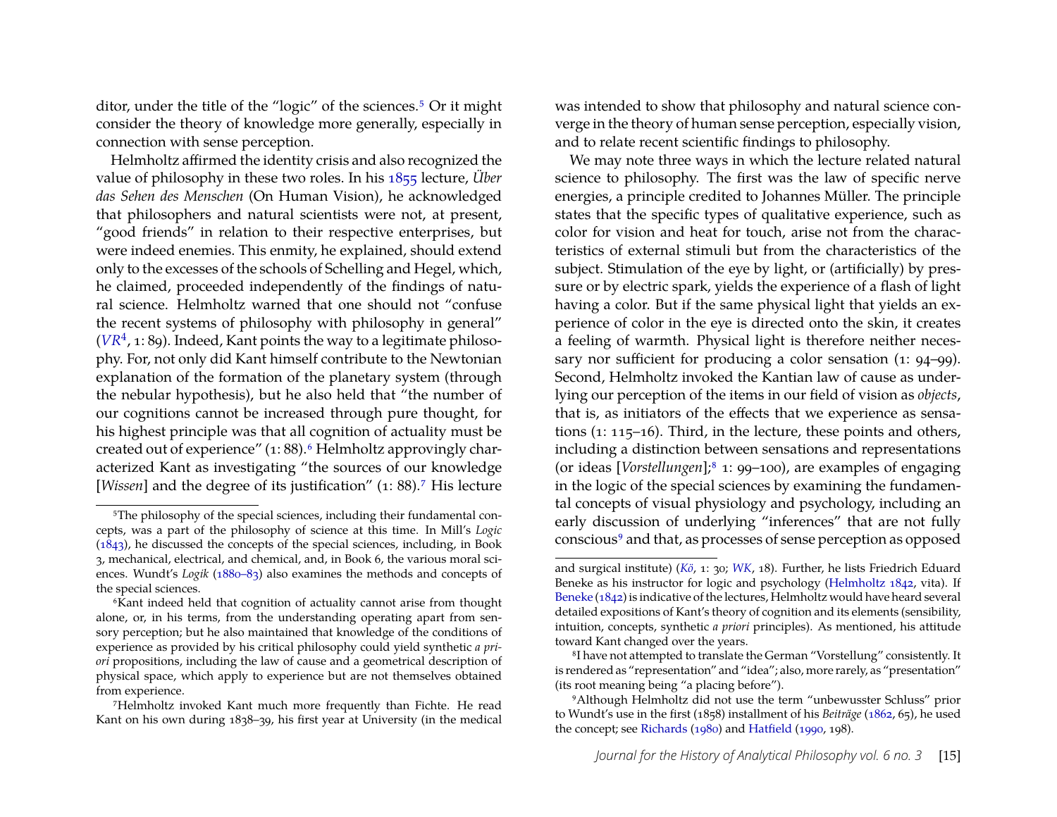ditor, under the title of the "logic" of the sciences.[5] Or it might consider the theory of knowledge more generally, especially in connection with sense perception.

Helmholtz affirmed the identity crisis and also recognized the value of philosophy in these two roles. In his 1855 lecture, *Über das Sehen des Menschen* (On Human Vision), he acknowledged that philosophers and natural scientists were not, at present, "good friends" in relation to their respective enterprises, but were indeed enemies. This enmity, he explained, should extend only to the excesses of the schools of Schelling and Hegel, which, he claimed, proceeded independently of the findings of natural science. Helmholtz warned that one should not "confuse the recent systems of philosophy with philosophy in general" (*VR*[4], 1: 89). Indeed, Kant points the way to a legitimate philosophy. For, not only did Kant himself contribute to the Newtonian explanation of the formation of the planetary system (through the nebular hypothesis), but he also held that "the number of our cognitions cannot be increased through pure thought, for his highest principle was that all cognition of actuality must be created out of experience" (1: 88).[6] Helmholtz approvingly characterized Kant as investigating "the sources of our knowledge [*Wissen*] and the degree of its justification" (1: 88).[7] His lecture was intended to show that philosophy and natural science converge in the theory of human sense perception, especially vision, and to relate recent scientific findings to philosophy.

We may note three ways in which the lecture related natural science to philosophy. The first was the law of specific nerve energies, a principle credited to Johannes Müller. The principle states that the specific types of qualitative experience, such as color for vision and heat for touch, arise not from the characteristics of external stimuli but from the characteristics of the subject. Stimulation of the eye by light, or (artificially) by pressure or by electric spark, yields the experience of a flash of light having a color. But if the same physical light that yields an experience of color in the eye is directed onto the skin, it creates a feeling of warmth. Physical light is therefore neither necessary nor sufficient for producing a color sensation (1: 94–99). Second, Helmholtz invoked the Kantian law of cause as underlying our perception of the items in our field of vision as *objects*, that is, as initiators of the effects that we experience as sensations (1: 115–16). Third, in the lecture, these points and others, including a distinction between sensations and representations (or ideas [*Vorstellungen*];[8] 1: 99–100), are examples of engaging in the logic of the special sciences by examining the fundamental concepts of visual physiology and psychology, including an early discussion of underlying "inferences" that are not fully conscious[9] and that, as processes of sense perception as opposed

---

[5] The philosophy of the special sciences, including their fundamental concepts, was a part of the philosophy of science at this time. In Mill's *Logic* (1843), he discussed the concepts of the special sciences, including, in Book 3, mechanical, electrical, and chemical, and, in Book 6, the various moral sciences. Wundt's *Logik* (1880–83) also examines the methods and concepts of the special sciences.

[6] Kant indeed held that cognition of actuality cannot arise from thought alone, or, in his terms, from the understanding operating apart from sensory perception; but he also maintained that knowledge of the conditions of experience as provided by his critical philosophy could yield synthetic *a priori* propositions, including the law of cause and a geometrical description of physical space, which apply to experience but are not themselves obtained from experience.

[7] Helmholtz invoked Kant much more frequently than Fichte. He read Kant on his own during 1838–39, his first year at University (in the medical and surgical institute) (*Kö*, 1: 30; *WK*, 18). Further, he lists Friedrich Eduard Beneke as his instructor for logic and psychology (Helmholtz 1842, vita). If Beneke (1842) is indicative of the lectures, Helmholtz would have heard several detailed expositions of Kant's theory of cognition and its elements (sensibility, intuition, concepts, synthetic *a priori* principles). As mentioned, his attitude toward Kant changed over the years.

[8] I have not attempted to translate the German "Vorstellung" consistently. It is rendered as "representation" and "idea"; also, more rarely, as "presentation" (its root meaning being "a placing before").

[9] Although Helmholtz did not use the term "unbewusster Schluss" prior to Wundt's use in the first (1858) installment of his *Beiträge* (1862, 65), he used the concept; see Richards (1980) and Hatfield (1990, 198).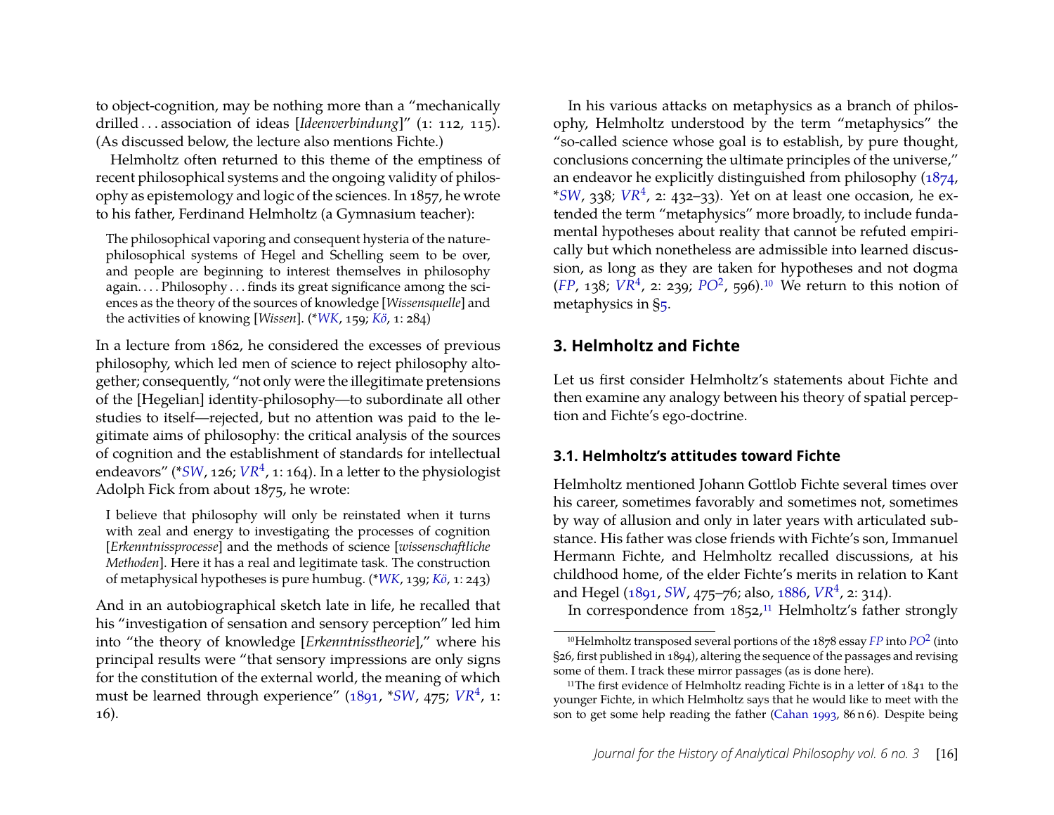to object-cognition, may be nothing more than a "mechanically drilled . . . association of ideas [*Ideenverbindung*]" (1: 112, 115). (As discussed below, the lecture also mentions Fichte.)

Helmholtz often returned to this theme of the emptiness of recent philosophical systems and the ongoing validity of philosophy as epistemology and logic of the sciences. In 1857, he wrote to his father, Ferdinand Helmholtz (a Gymnasium teacher):

> The philosophical vaporing and consequent hysteria of the nature-philosophical systems of Hegel and Schelling seem to be over, and people are beginning to interest themselves in philosophy again. . . . Philosophy . . . finds its great significance among the sciences as the theory of the sources of knowledge [*Wissensquelle*] and the activities of knowing [*Wissen*]. (**WK*, 159; *Kö*, 1: 284)

In a lecture from 1862, he considered the excesses of previous philosophy, which led men of science to reject philosophy altogether; consequently, "not only were the illegitimate pretensions of the [Hegelian] identity-philosophy—to subordinate all other studies to itself—rejected, but no attention was paid to the legitimate aims of philosophy: the critical analysis of the sources of cognition and the establishment of standards for intellectual endeavors" (**SW*, 126; *VR*⁴, 1: 164). In a letter to the physiologist Adolph Fick from about 1875, he wrote:

> I believe that philosophy will only be reinstated when it turns with zeal and energy to investigating the processes of cognition [*Erkenntnissprocesse*] and the methods of science [*wissenschaftliche Methoden*]. Here it has a real and legitimate task. The construction of metaphysical hypotheses is pure humbug. (**WK*, 139; *Kö*, 1: 243)

And in an autobiographical sketch late in life, he recalled that his "investigation of sensation and sensory perception" led him into "the theory of knowledge [*Erkenntnisstheorie*]," where his principal results were "that sensory impressions are only signs for the constitution of the external world, the meaning of which must be learned through experience" (1891, **SW*, 475; *VR*⁴, 1: 16).

In his various attacks on metaphysics as a branch of philosophy, Helmholtz understood by the term "metaphysics" the "so-called science whose goal is to establish, by pure thought, conclusions concerning the ultimate principles of the universe," an endeavor he explicitly distinguished from philosophy (1874, **SW*, 338; *VR*⁴, 2: 432–33). Yet on at least one occasion, he extended the term "metaphysics" more broadly, to include fundamental hypotheses about reality that cannot be refuted empirically but which nonetheless are admissible into learned discussion, as long as they are taken for hypotheses and not dogma (*FP*, 138; *VR*⁴, 2: 239; *PO*², 596).[10] We return to this notion of metaphysics in §5.

## 3. Helmholtz and Fichte

Let us first consider Helmholtz's statements about Fichte and then examine any analogy between his theory of spatial perception and Fichte's ego-doctrine.

### 3.1. Helmholtz's attitudes toward Fichte

Helmholtz mentioned Johann Gottlob Fichte several times over his career, sometimes favorably and sometimes not, sometimes by way of allusion and only in later years with articulated substance. His father was close friends with Fichte's son, Immanuel Hermann Fichte, and Helmholtz recalled discussions, at his childhood home, of the elder Fichte's merits in relation to Kant and Hegel (1891, *SW*, 475–76; also, 1886, *VR*⁴, 2: 314).

In correspondence from 1852,[11] Helmholtz's father strongly

---

[10] Helmholtz transposed several portions of the 1878 essay *FP* into *PO*² (into §26, first published in 1894), altering the sequence of the passages and revising some of them. I track these mirror passages (as is done here).

[11] The first evidence of Helmholtz reading Fichte is in a letter of 1841 to the younger Fichte, in which Helmholtz says that he would like to meet with the son to get some help reading the father (Cahan 1993, 86 n 6). Despite being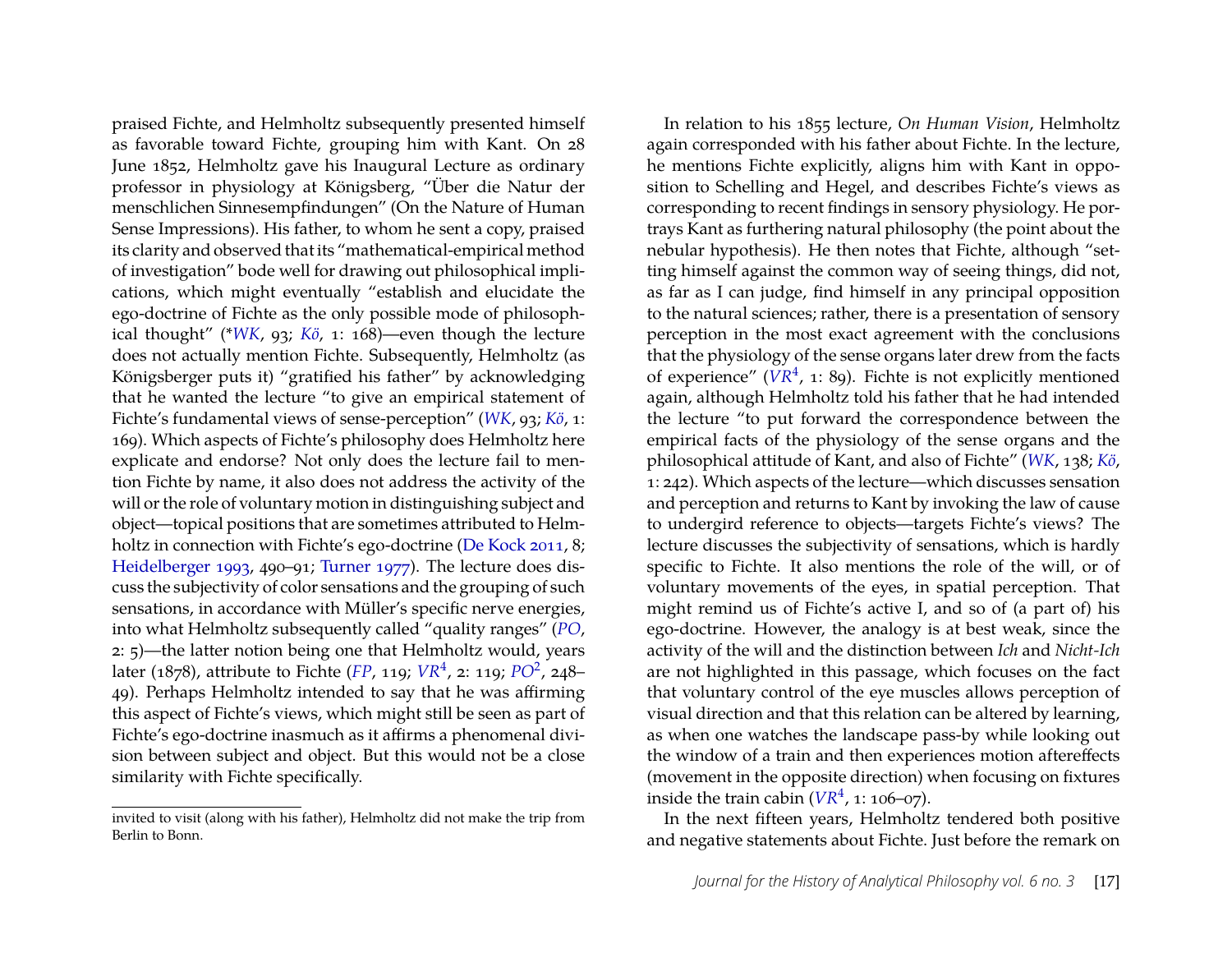praised Fichte, and Helmholtz subsequently presented himself as favorable toward Fichte, grouping him with Kant. On 28 June 1852, Helmholtz gave his Inaugural Lecture as ordinary professor in physiology at Königsberg, "Über die Natur der menschlichen Sinnesempfindungen" (On the Nature of Human Sense Impressions). His father, to whom he sent a copy, praised its clarity and observed that its "mathematical-empirical method of investigation" bode well for drawing out philosophical implications, which might eventually "establish and elucidate the ego-doctrine of Fichte as the only possible mode of philosophical thought" (**WK*, 93; *Kö*, 1: 168)—even though the lecture does not actually mention Fichte. Subsequently, Helmholtz (as Königsberger puts it) "gratified his father" by acknowledging that he wanted the lecture "to give an empirical statement of Fichte's fundamental views of sense-perception" (*WK*, 93; *Kö*, 1: 169). Which aspects of Fichte's philosophy does Helmholtz here explicate and endorse? Not only does the lecture fail to mention Fichte by name, it also does not address the activity of the will or the role of voluntary motion in distinguishing subject and object—topical positions that are sometimes attributed to Helmholtz in connection with Fichte's ego-doctrine (De Kock 2011, 8; Heidelberger 1993, 490–91; Turner 1977). The lecture does discuss the subjectivity of color sensations and the grouping of such sensations, in accordance with Müller's specific nerve energies, into what Helmholtz subsequently called "quality ranges" (*PO*, 2: 5)—the latter notion being one that Helmholtz would, years later (1878), attribute to Fichte (*FP*, 119; *VR*[4], 2: 119; *PO*[2], 248–49). Perhaps Helmholtz intended to say that he was affirming this aspect of Fichte's views, which might still be seen as part of Fichte's ego-doctrine inasmuch as it affirms a phenomenal division between subject and object. But this would not be a close similarity with Fichte specifically.

In relation to his 1855 lecture, *On Human Vision*, Helmholtz again corresponded with his father about Fichte. In the lecture, he mentions Fichte explicitly, aligns him with Kant in opposition to Schelling and Hegel, and describes Fichte's views as corresponding to recent findings in sensory physiology. He portrays Kant as furthering natural philosophy (the point about the nebular hypothesis). He then notes that Fichte, although "setting himself against the common way of seeing things, did not, as far as I can judge, find himself in any principal opposition to the natural sciences; rather, there is a presentation of sensory perception in the most exact agreement with the conclusions that the physiology of the sense organs later drew from the facts of experience" (*VR*[4], 1: 89). Fichte is not explicitly mentioned again, although Helmholtz told his father that he had intended the lecture "to put forward the correspondence between the empirical facts of the physiology of the sense organs and the philosophical attitude of Kant, and also of Fichte" (*WK*, 138; *Kö*, 1: 242). Which aspects of the lecture—which discusses sensation and perception and returns to Kant by invoking the law of cause to undergird reference to objects—targets Fichte's views? The lecture discusses the subjectivity of sensations, which is hardly specific to Fichte. It also mentions the role of the will, or of voluntary movements of the eyes, in spatial perception. That might remind us of Fichte's active I, and so of (a part of) his ego-doctrine. However, the analogy is at best weak, since the activity of the will and the distinction between *Ich* and *Nicht-Ich* are not highlighted in this passage, which focuses on the fact that voluntary control of the eye muscles allows perception of visual direction and that this relation can be altered by learning, as when one watches the landscape pass-by while looking out the window of a train and then experiences motion aftereffects (movement in the opposite direction) when focusing on fixtures inside the train cabin (*VR*[4], 1: 106–07).

In the next fifteen years, Helmholtz tendered both positive and negative statements about Fichte. Just before the remark on

invited to visit (along with his father), Helmholtz did not make the trip from Berlin to Bonn.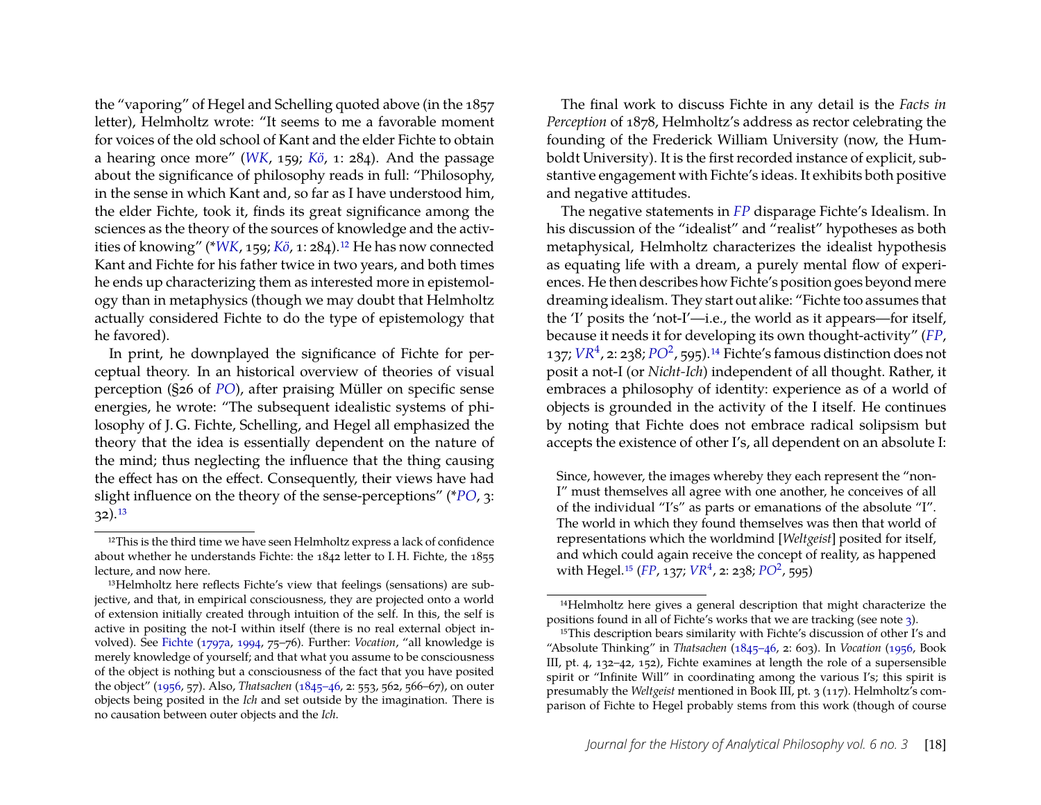the "vaporing" of Hegel and Schelling quoted above (in the 1857 letter), Helmholtz wrote: "It seems to me a favorable moment for voices of the old school of Kant and the elder Fichte to obtain a hearing once more" (*WK*, 159; *Kö*, 1: 284). And the passage about the significance of philosophy reads in full: "Philosophy, in the sense in which Kant and, so far as I have understood him, the elder Fichte, took it, finds its great significance among the sciences as the theory of the sources of knowledge and the activities of knowing" (**WK*, 159; *Kö*, 1: 284).[12] He has now connected Kant and Fichte for his father twice in two years, and both times he ends up characterizing them as interested more in epistemology than in metaphysics (though we may doubt that Helmholtz actually considered Fichte to do the type of epistemology that he favored).

In print, he downplayed the significance of Fichte for perceptual theory. In an historical overview of theories of visual perception (§26 of *PO*), after praising Müller on specific sense energies, he wrote: "The subsequent idealistic systems of philosophy of J. G. Fichte, Schelling, and Hegel all emphasized the theory that the idea is essentially dependent on the nature of the mind; thus neglecting the influence that the thing causing the effect has on the effect. Consequently, their views have had slight influence on the theory of the sense-perceptions" (**PO*, 3: 32).[13]

The final work to discuss Fichte in any detail is the *Facts in Perception* of 1878, Helmholtz's address as rector celebrating the founding of the Frederick William University (now, the Humboldt University). It is the first recorded instance of explicit, substantive engagement with Fichte's ideas. It exhibits both positive and negative attitudes.

The negative statements in *FP* disparage Fichte's Idealism. In his discussion of the "idealist" and "realist" hypotheses as both metaphysical, Helmholtz characterizes the idealist hypothesis as equating life with a dream, a purely mental flow of experiences. He then describes how Fichte's position goes beyond mere dreaming idealism. They start out alike: "Fichte too assumes that the 'I' posits the 'not-I'—i.e., the world as it appears—for itself, because it needs it for developing its own thought-activity" (*FP*, 137; *VR*[4], 2: 238; *PO*[2], 595).[14] Fichte's famous distinction does not posit a not-I (or *Nicht-Ich*) independent of all thought. Rather, it embraces a philosophy of identity: experience as of a world of objects is grounded in the activity of the I itself. He continues by noting that Fichte does not embrace radical solipsism but accepts the existence of other I's, all dependent on an absolute I:

> Since, however, the images whereby they each represent the "non-I" must themselves all agree with one another, he conceives of all of the individual "I's" as parts or emanations of the absolute "I". The world in which they found themselves was then that world of representations which the worldmind [*Weltgeist*] posited for itself, and which could again receive the concept of reality, as happened with Hegel.[15] (*FP*, 137; *VR*[4], 2: 238; *PO*[2], 595)

---

[12] This is the third time we have seen Helmholtz express a lack of confidence about whether he understands Fichte: the 1842 letter to I. H. Fichte, the 1855 lecture, and now here.

[13] Helmholtz here reflects Fichte's view that feelings (sensations) are subjective, and that, in empirical consciousness, they are projected onto a world of extension initially created through intuition of the self. In this, the self is active in positing the not-I within itself (there is no real external object involved). See Fichte (1797a, 1994, 75–76). Further: *Vocation*, "all knowledge is merely knowledge of yourself; and that what you assume to be consciousness of the object is nothing but a consciousness of the fact that you have posited the object" (1956, 57). Also, *Thatsachen* (1845–46, 2: 553, 562, 566–67), on outer objects being posited in the *Ich* and set outside by the imagination. There is no causation between outer objects and the *Ich*.

[14] Helmholtz here gives a general description that might characterize the positions found in all of Fichte's works that we are tracking (see note 3).

[15] This description bears similarity with Fichte's discussion of other I's and "Absolute Thinking" in *Thatsachen* (1845–46, 2: 603). In *Vocation* (1956, Book III, pt. 4, 132–42, 152), Fichte examines at length the role of a supersensible spirit or "Infinite Will" in coordinating among the various I's; this spirit is presumably the *Weltgeist* mentioned in Book III, pt. 3 (117). Helmholtz's comparison of Fichte to Hegel probably stems from this work (though of course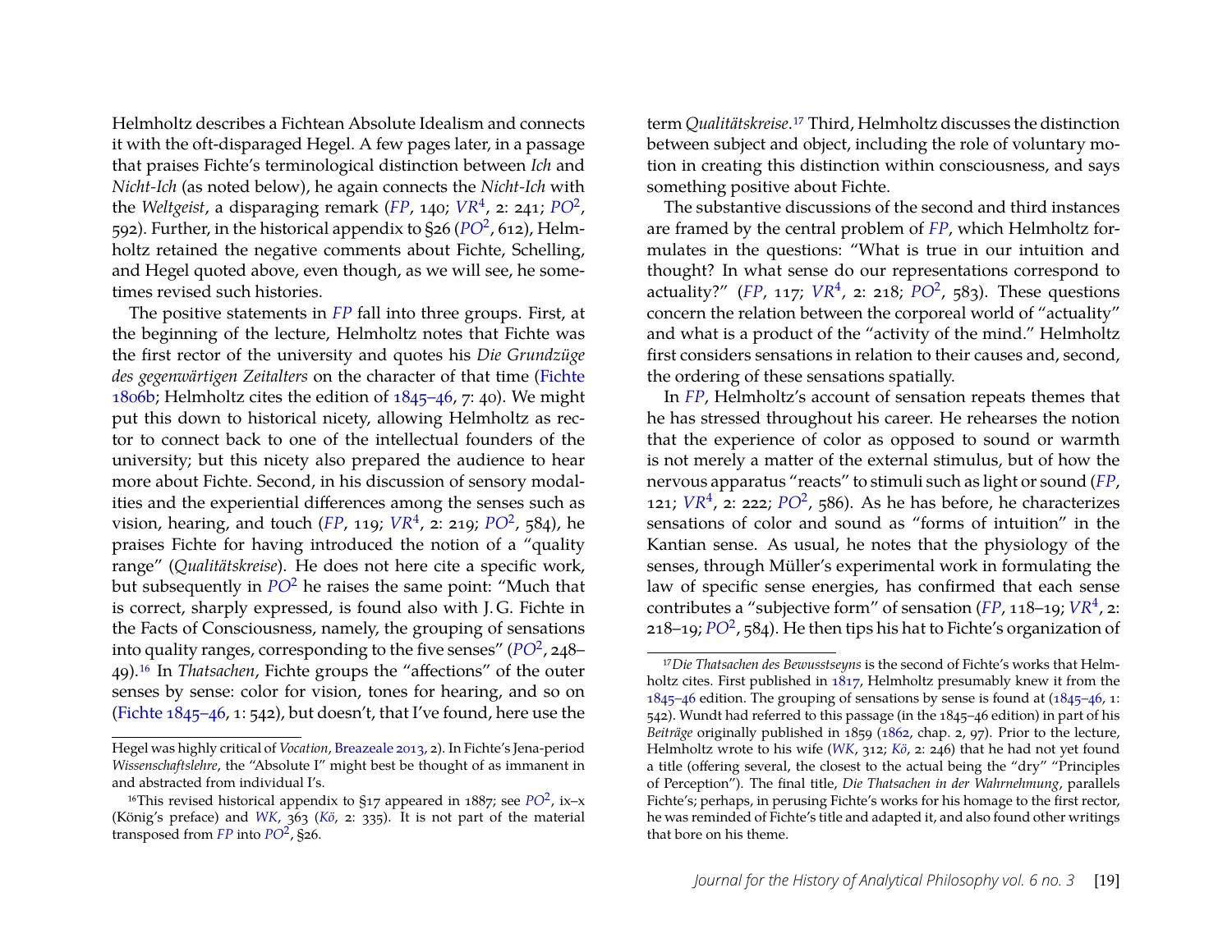Helmholtz describes a Fichtean Absolute Idealism and connects it with the oft-disparaged Hegel. A few pages later, in a passage that praises Fichte's terminological distinction between *Ich* and *Nicht-Ich* (as noted below), he again connects the *Nicht-Ich* with the *Weltgeist*, a disparaging remark (*FP*, 140; *VR*$^4$, 2: 241; *PO*$^2$, 592). Further, in the historical appendix to §26 (*PO*$^2$, 612), Helmholtz retained the negative comments about Fichte, Schelling, and Hegel quoted above, even though, as we will see, he sometimes revised such histories.

The positive statements in *FP* fall into three groups. First, at the beginning of the lecture, Helmholtz notes that Fichte was the first rector of the university and quotes his *Die Grundzüge des gegenwärtigen Zeitalters* on the character of that time (Fichte 1806b; Helmholtz cites the edition of 1845–46, 7: 40). We might put this down to historical nicety, allowing Helmholtz as rector to connect back to one of the intellectual founders of the university; but this nicety also prepared the audience to hear more about Fichte. Second, in his discussion of sensory modalities and the experiential differences among the senses such as vision, hearing, and touch (*FP*, 119; *VR*$^4$, 2: 219; *PO*$^2$, 584), he praises Fichte for having introduced the notion of a "quality range" (*Qualitätskreise*). He does not here cite a specific work, but subsequently in *PO*$^2$ he raises the same point: "Much that is correct, sharply expressed, is found also with J. G. Fichte in the Facts of Consciousness, namely, the grouping of sensations into quality ranges, corresponding to the five senses" (*PO*$^2$, 248–49).[16] In *Thatsachen*, Fichte groups the "affections" of the outer senses by sense: color for vision, tones for hearing, and so on (Fichte 1845–46, 1: 542), but doesn't, that I've found, here use the term *Qualitätskreise*.[17] Third, Helmholtz discusses the distinction between subject and object, including the role of voluntary motion in creating this distinction within consciousness, and says something positive about Fichte.

The substantive discussions of the second and third instances are framed by the central problem of *FP*, which Helmholtz formulates in the questions: "What is true in our intuition and thought? In what sense do our representations correspond to actuality?" (*FP*, 117; *VR*$^4$, 2: 218; *PO*$^2$, 583). These questions concern the relation between the corporeal world of "actuality" and what is a product of the "activity of the mind." Helmholtz first considers sensations in relation to their causes and, second, the ordering of these sensations spatially.

In *FP*, Helmholtz's account of sensation repeats themes that he has stressed throughout his career. He rehearses the notion that the experience of color as opposed to sound or warmth is not merely a matter of the external stimulus, but of how the nervous apparatus "reacts" to stimuli such as light or sound (*FP*, 121; *VR*$^4$, 2: 222; *PO*$^2$, 586). As he has before, he characterizes sensations of color and sound as "forms of intuition" in the Kantian sense. As usual, he notes that the physiology of the senses, through Müller's experimental work in formulating the law of specific sense energies, has confirmed that each sense contributes a "subjective form" of sensation (*FP*, 118–19; *VR*$^4$, 2: 218–19; *PO*$^2$, 584). He then tips his hat to Fichte's organization of

---

Hegel was highly critical of *Vocation*, Breazeale 2013, 2). In Fichte's Jena-period *Wissenschaftslehre*, the "Absolute I" might best be thought of as immanent in and abstracted from individual I's.

[16] This revised historical appendix to §17 appeared in 1887; see *PO*$^2$, ix–x (König's preface) and *WK*, 363 (*Kö*, 2: 335). It is not part of the material transposed from *FP* into *PO*$^2$, §26.

[17] *Die Thatsachen des Bewusstseyns* is the second of Fichte's works that Helmholtz cites. First published in 1817, Helmholtz presumably knew it from the 1845–46 edition. The grouping of sensations by sense is found at (1845–46, 1: 542). Wundt had referred to this passage (in the 1845–46 edition) in part of his *Beiträge* originally published in 1859 (1862, chap. 2, 97). Prior to the lecture, Helmholtz wrote to his wife (*WK*, 312; *Kö*, 2: 246) that he had not yet found a title (offering several, the closest to the actual being the "dry" "Principles of Perception"). The final title, *Die Thatsachen in der Wahrnehmung*, parallels Fichte's; perhaps, in perusing Fichte's works for his homage to the first rector, he was reminded of Fichte's title and adapted it, and also found other writings that bore on his theme.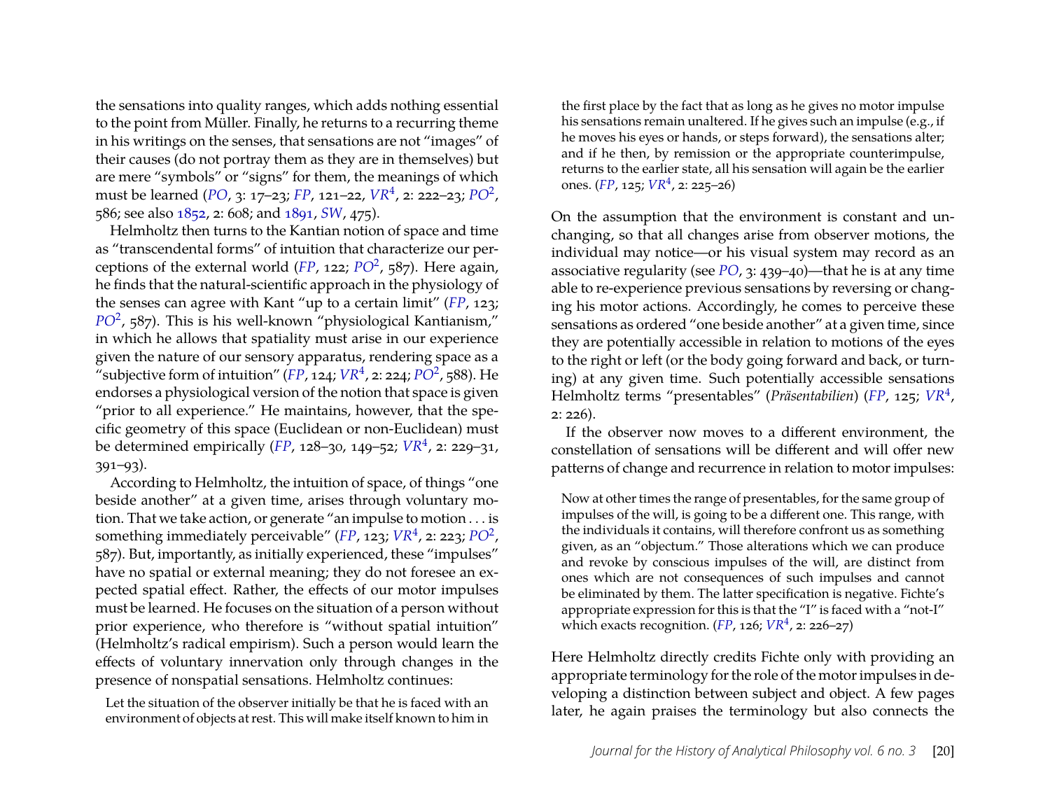the sensations into quality ranges, which adds nothing essential to the point from Müller. Finally, he returns to a recurring theme in his writings on the senses, that sensations are not "images" of their causes (do not portray them as they are in themselves) but are mere "symbols" or "signs" for them, the meanings of which must be learned (*PO*, 3: 17–23; *FP*, 121–22, *VR*[4], 2: 222–23; *PO*[2], 586; see also 1852, 2: 608; and 1891, *SW*, 475).

Helmholtz then turns to the Kantian notion of space and time as "transcendental forms" of intuition that characterize our perceptions of the external world (*FP*, 122; *PO*[2], 587). Here again, he finds that the natural-scientific approach in the physiology of the senses can agree with Kant "up to a certain limit" (*FP*, 123; *PO*[2], 587). This is his well-known "physiological Kantianism," in which he allows that spatiality must arise in our experience given the nature of our sensory apparatus, rendering space as a "subjective form of intuition" (*FP*, 124; *VR*[4], 2: 224; *PO*[2], 588). He endorses a physiological version of the notion that space is given "prior to all experience." He maintains, however, that the specific geometry of this space (Euclidean or non-Euclidean) must be determined empirically (*FP*, 128–30, 149–52; *VR*[4], 2: 229–31, 391–93).

According to Helmholtz, the intuition of space, of things "one beside another" at a given time, arises through voluntary motion. That we take action, or generate "an impulse to motion . . . is something immediately perceivable" (*FP*, 123; *VR*[4], 2: 223; *PO*[2], 587). But, importantly, as initially experienced, these "impulses" have no spatial or external meaning; they do not foresee an expected spatial effect. Rather, the effects of our motor impulses must be learned. He focuses on the situation of a person without prior experience, who therefore is "without spatial intuition" (Helmholtz's radical empirism). Such a person would learn the effects of voluntary innervation only through changes in the presence of nonspatial sensations. Helmholtz continues:

> Let the situation of the observer initially be that he is faced with an environment of objects at rest. This will make itself known to him in the first place by the fact that as long as he gives no motor impulse his sensations remain unaltered. If he gives such an impulse (e.g., if he moves his eyes or hands, or steps forward), the sensations alter; and if he then, by remission or the appropriate counterimpulse, returns to the earlier state, all his sensation will again be the earlier ones. (*FP*, 125; *VR*[4], 2: 225–26)

On the assumption that the environment is constant and unchanging, so that all changes arise from observer motions, the individual may notice—or his visual system may record as an associative regularity (see *PO*, 3: 439–40)—that he is at any time able to re-experience previous sensations by reversing or changing his motor actions. Accordingly, he comes to perceive these sensations as ordered "one beside another" at a given time, since they are potentially accessible in relation to motions of the eyes to the right or left (or the body going forward and back, or turning) at any given time. Such potentially accessible sensations Helmholtz terms "presentables" (*Präsentabilien*) (*FP*, 125; *VR*[4], 2: 226).

If the observer now moves to a different environment, the constellation of sensations will be different and will offer new patterns of change and recurrence in relation to motor impulses:

> Now at other times the range of presentables, for the same group of impulses of the will, is going to be a different one. This range, with the individuals it contains, will therefore confront us as something given, as an "objectum." Those alterations which we can produce and revoke by conscious impulses of the will, are distinct from ones which are not consequences of such impulses and cannot be eliminated by them. The latter specification is negative. Fichte's appropriate expression for this is that the "I" is faced with a "not-I" which exacts recognition. (*FP*, 126; *VR*[4], 2: 226–27)

Here Helmholtz directly credits Fichte only with providing an appropriate terminology for the role of the motor impulses in developing a distinction between subject and object. A few pages later, he again praises the terminology but also connects the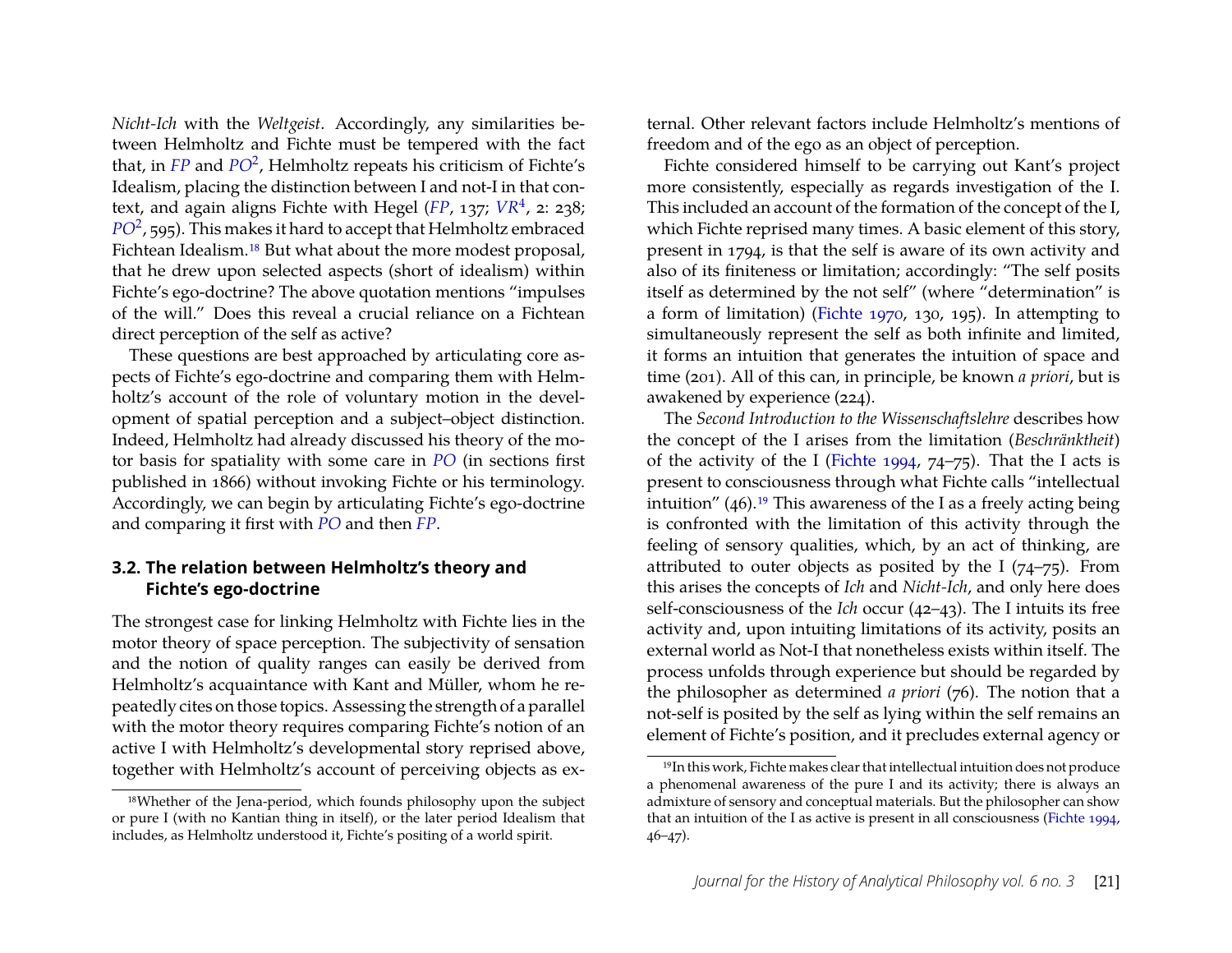*Nicht-Ich* with the *Weltgeist*. Accordingly, any similarities between Helmholtz and Fichte must be tempered with the fact that, in *FP* and *PO*², Helmholtz repeats his criticism of Fichte's Idealism, placing the distinction between I and not-I in that context, and again aligns Fichte with Hegel (*FP*, 137; *VR*⁴, 2: 238; *PO*², 595). This makes it hard to accept that Helmholtz embraced Fichtean Idealism.[18] But what about the more modest proposal, that he drew upon selected aspects (short of idealism) within Fichte's ego-doctrine? The above quotation mentions "impulses of the will." Does this reveal a crucial reliance on a Fichtean direct perception of the self as active?

These questions are best approached by articulating core aspects of Fichte's ego-doctrine and comparing them with Helmholtz's account of the role of voluntary motion in the development of spatial perception and a subject–object distinction. Indeed, Helmholtz had already discussed his theory of the motor basis for spatiality with some care in *PO* (in sections first published in 1866) without invoking Fichte or his terminology. Accordingly, we can begin by articulating Fichte's ego-doctrine and comparing it first with *PO* and then *FP*.

### 3.2. The relation between Helmholtz's theory and Fichte's ego-doctrine

The strongest case for linking Helmholtz with Fichte lies in the motor theory of space perception. The subjectivity of sensation and the notion of quality ranges can easily be derived from Helmholtz's acquaintance with Kant and Müller, whom he repeatedly cites on those topics. Assessing the strength of a parallel with the motor theory requires comparing Fichte's notion of an active I with Helmholtz's developmental story reprised above, together with Helmholtz's account of perceiving objects as external. Other relevant factors include Helmholtz's mentions of freedom and of the ego as an object of perception.

Fichte considered himself to be carrying out Kant's project more consistently, especially as regards investigation of the I. This included an account of the formation of the concept of the I, which Fichte reprised many times. A basic element of this story, present in 1794, is that the self is aware of its own activity and also of its finiteness or limitation; accordingly: "The self posits itself as determined by the not self" (where "determination" is a form of limitation) (Fichte 1970, 130, 195). In attempting to simultaneously represent the self as both infinite and limited, it forms an intuition that generates the intuition of space and time (201). All of this can, in principle, be known *a priori*, but is awakened by experience (224).

The *Second Introduction to the Wissenschaftslehre* describes how the concept of the I arises from the limitation (*Beschränktheit*) of the activity of the I (Fichte 1994, 74–75). That the I acts is present to consciousness through what Fichte calls "intellectual intuition" (46).[19] This awareness of the I as a freely acting being is confronted with the limitation of this activity through the feeling of sensory qualities, which, by an act of thinking, are attributed to outer objects as posited by the I (74–75). From this arises the concepts of *Ich* and *Nicht-Ich*, and only here does self-consciousness of the *Ich* occur (42–43). The I intuits its free activity and, upon intuiting limitations of its activity, posits an external world as Not-I that nonetheless exists within itself. The process unfolds through experience but should be regarded by the philosopher as determined *a priori* (76). The notion that a not-self is posited by the self as lying within the self remains an element of Fichte's position, and it precludes external agency or

[18] Whether of the Jena-period, which founds philosophy upon the subject or pure I (with no Kantian thing in itself), or the later period Idealism that includes, as Helmholtz understood it, Fichte's positing of a world spirit.

[19] In this work, Fichte makes clear that intellectual intuition does not produce a phenomenal awareness of the pure I and its activity; there is always an admixture of sensory and conceptual materials. But the philosopher can show that an intuition of the I as active is present in all consciousness (Fichte 1994, 46–47).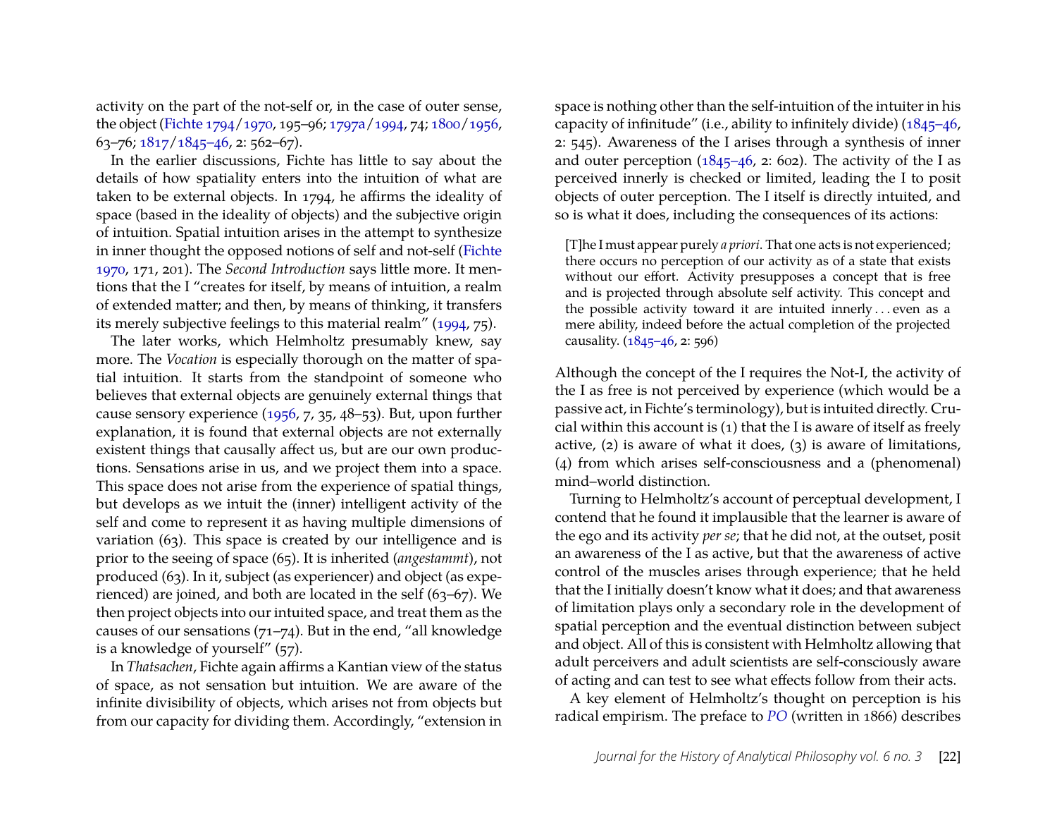activity on the part of the not-self or, in the case of outer sense, the object (Fichte 1794/1970, 195–96; 1797a/1994, 74; 1800/1956, 63–76; 1817/1845–46, 2: 562–67).

In the earlier discussions, Fichte has little to say about the details of how spatiality enters into the intuition of what are taken to be external objects. In 1794, he affirms the ideality of space (based in the ideality of objects) and the subjective origin of intuition. Spatial intuition arises in the attempt to synthesize in inner thought the opposed notions of self and not-self (Fichte 1970, 171, 201). The *Second Introduction* says little more. It mentions that the I "creates for itself, by means of intuition, a realm of extended matter; and then, by means of thinking, it transfers its merely subjective feelings to this material realm" (1994, 75).

The later works, which Helmholtz presumably knew, say more. The *Vocation* is especially thorough on the matter of spatial intuition. It starts from the standpoint of someone who believes that external objects are genuinely external things that cause sensory experience (1956, 7, 35, 48–53). But, upon further explanation, it is found that external objects are not externally existent things that causally affect us, but are our own productions. Sensations arise in us, and we project them into a space. This space does not arise from the experience of spatial things, but develops as we intuit the (inner) intelligent activity of the self and come to represent it as having multiple dimensions of variation (63). This space is created by our intelligence and is prior to the seeing of space (65). It is inherited (*angestammt*), not produced (63). In it, subject (as experiencer) and object (as experienced) are joined, and both are located in the self (63–67). We then project objects into our intuited space, and treat them as the causes of our sensations (71–74). But in the end, "all knowledge is a knowledge of yourself" (57).

In *Thatsachen*, Fichte again affirms a Kantian view of the status of space, as not sensation but intuition. We are aware of the infinite divisibility of objects, which arises not from objects but from our capacity for dividing them. Accordingly, "extension in space is nothing other than the self-intuition of the intuiter in his capacity of infinitude" (i.e., ability to infinitely divide) (1845–46, 2: 545). Awareness of the I arises through a synthesis of inner and outer perception (1845–46, 2: 602). The activity of the I as perceived innerly is checked or limited, leading the I to posit objects of outer perception. The I itself is directly intuited, and so is what it does, including the consequences of its actions:

> [T]he I must appear purely *a priori*. That one acts is not experienced; there occurs no perception of our activity as of a state that exists without our effort. Activity presupposes a concept that is free and is projected through absolute self activity. This concept and the possible activity toward it are intuited innerly . . . even as a mere ability, indeed before the actual completion of the projected causality. (1845–46, 2: 596)

Although the concept of the I requires the Not-I, the activity of the I as free is not perceived by experience (which would be a passive act, in Fichte's terminology), but is intuited directly. Crucial within this account is (1) that the I is aware of itself as freely active, (2) is aware of what it does, (3) is aware of limitations, (4) from which arises self-consciousness and a (phenomenal) mind–world distinction.

Turning to Helmholtz's account of perceptual development, I contend that he found it implausible that the learner is aware of the ego and its activity *per se*; that he did not, at the outset, posit an awareness of the I as active, but that the awareness of active control of the muscles arises through experience; that he held that the I initially doesn't know what it does; and that awareness of limitation plays only a secondary role in the development of spatial perception and the eventual distinction between subject and object. All of this is consistent with Helmholtz allowing that adult perceivers and adult scientists are self-consciously aware of acting and can test to see what effects follow from their acts.

A key element of Helmholtz's thought on perception is his radical empirism. The preface to *PO* (written in 1866) describes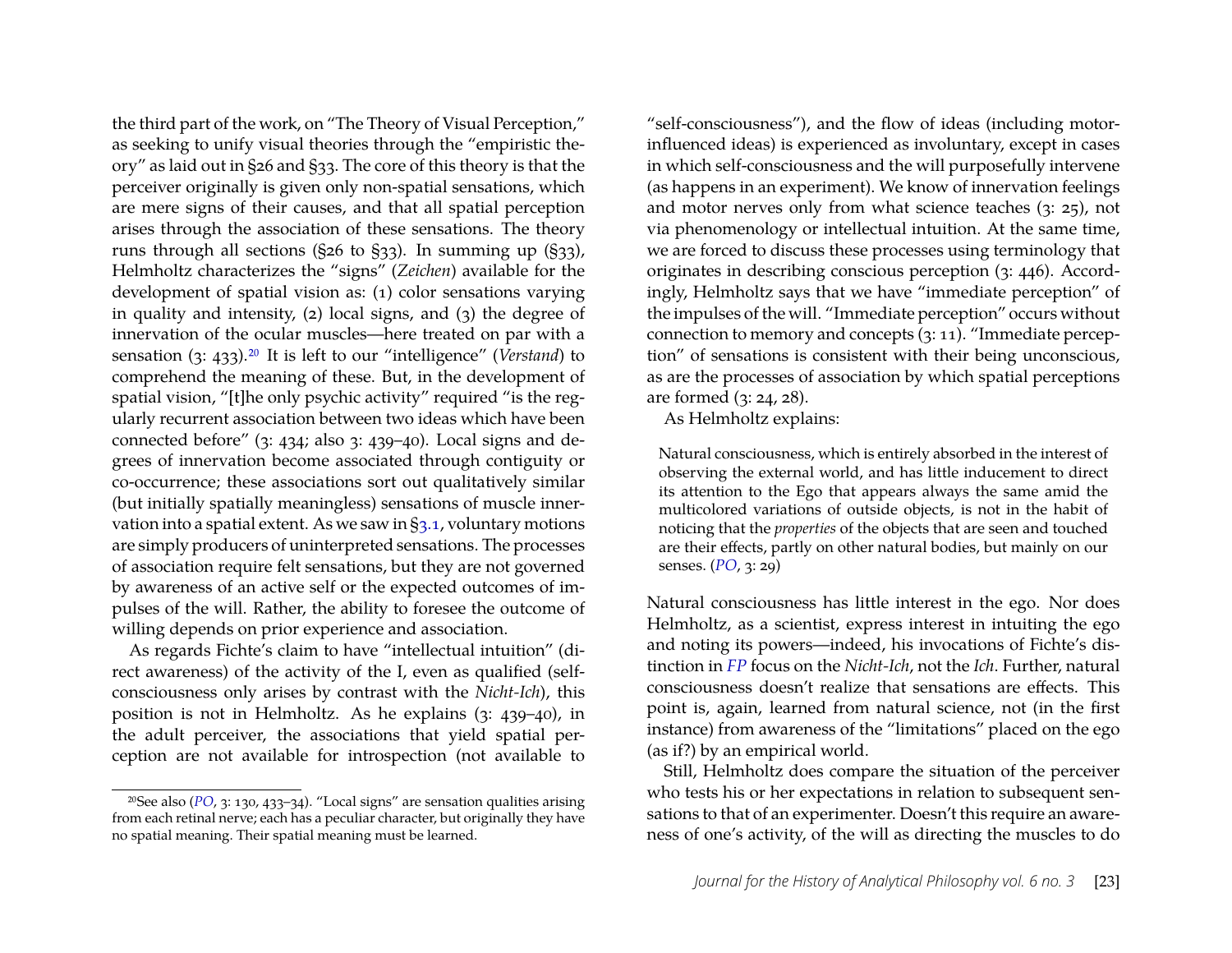the third part of the work, on "The Theory of Visual Perception," as seeking to unify visual theories through the "empiristic theory" as laid out in §26 and §33. The core of this theory is that the perceiver originally is given only non-spatial sensations, which are mere signs of their causes, and that all spatial perception arises through the association of these sensations. The theory runs through all sections (§26 to §33). In summing up (§33), Helmholtz characterizes the "signs" (*Zeichen*) available for the development of spatial vision as: (1) color sensations varying in quality and intensity, (2) local signs, and (3) the degree of innervation of the ocular muscles—here treated on par with a sensation (3: 433).[20] It is left to our "intelligence" (*Verstand*) to comprehend the meaning of these. But, in the development of spatial vision, "[t]he only psychic activity" required "is the regularly recurrent association between two ideas which have been connected before" (3: 434; also 3: 439–40). Local signs and degrees of innervation become associated through contiguity or co-occurrence; these associations sort out qualitatively similar (but initially spatially meaningless) sensations of muscle innervation into a spatial extent. As we saw in §3.1, voluntary motions are simply producers of uninterpreted sensations. The processes of association require felt sensations, but they are not governed by awareness of an active self or the expected outcomes of impulses of the will. Rather, the ability to foresee the outcome of willing depends on prior experience and association.

As regards Fichte's claim to have "intellectual intuition" (direct awareness) of the activity of the I, even as qualified (self-consciousness only arises by contrast with the *Nicht-Ich*), this position is not in Helmholtz. As he explains (3: 439–40), in the adult perceiver, the associations that yield spatial perception are not available for introspection (not available to "self-consciousness"), and the flow of ideas (including motor-influenced ideas) is experienced as involuntary, except in cases in which self-consciousness and the will purposefully intervene (as happens in an experiment). We know of innervation feelings and motor nerves only from what science teaches (3: 25), not via phenomenology or intellectual intuition. At the same time, we are forced to discuss these processes using terminology that originates in describing conscious perception (3: 446). Accordingly, Helmholtz says that we have "immediate perception" of the impulses of the will. "Immediate perception" occurs without connection to memory and concepts (3: 11). "Immediate perception" of sensations is consistent with their being unconscious, as are the processes of association by which spatial perceptions are formed (3: 24, 28).

As Helmholtz explains:

> Natural consciousness, which is entirely absorbed in the interest of observing the external world, and has little inducement to direct its attention to the Ego that appears always the same amid the multicolored variations of outside objects, is not in the habit of noticing that the *properties* of the objects that are seen and touched are their effects, partly on other natural bodies, but mainly on our senses. (*PO*, 3: 29)

Natural consciousness has little interest in the ego. Nor does Helmholtz, as a scientist, express interest in intuiting the ego and noting its powers—indeed, his invocations of Fichte's distinction in *FP* focus on the *Nicht-Ich*, not the *Ich*. Further, natural consciousness doesn't realize that sensations are effects. This point is, again, learned from natural science, not (in the first instance) from awareness of the "limitations" placed on the ego (as if?) by an empirical world.

Still, Helmholtz does compare the situation of the perceiver who tests his or her expectations in relation to subsequent sensations to that of an experimenter. Doesn't this require an awareness of one's activity, of the will as directing the muscles to do

[20] See also (*PO*, 3: 130, 433–34). "Local signs" are sensation qualities arising from each retinal nerve; each has a peculiar character, but originally they have no spatial meaning. Their spatial meaning must be learned.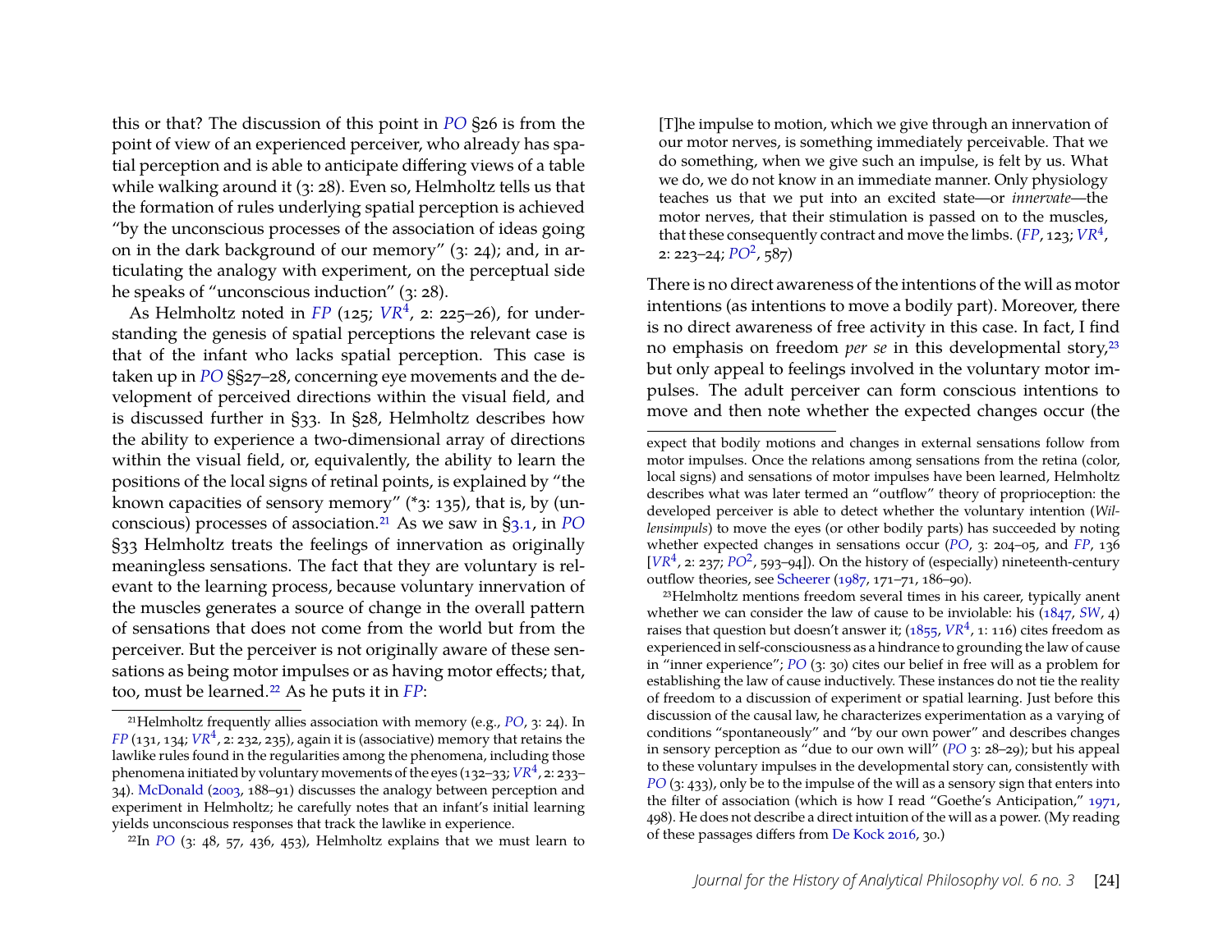this or that? The discussion of this point in *PO* §26 is from the point of view of an experienced perceiver, who already has spatial perception and is able to anticipate differing views of a table while walking around it (3: 28). Even so, Helmholtz tells us that the formation of rules underlying spatial perception is achieved "by the unconscious processes of the association of ideas going on in the dark background of our memory" (3: 24); and, in articulating the analogy with experiment, on the perceptual side he speaks of "unconscious induction" (3: 28).

As Helmholtz noted in *FP* (125; *VR*$^4$, 2: 225–26), for understanding the genesis of spatial perceptions the relevant case is that of the infant who lacks spatial perception. This case is taken up in *PO* §§27–28, concerning eye movements and the development of perceived directions within the visual field, and is discussed further in §33. In §28, Helmholtz describes how the ability to experience a two-dimensional array of directions within the visual field, or, equivalently, the ability to learn the positions of the local signs of retinal points, is explained by "the known capacities of sensory memory" (*3: 135), that is, by (unconscious) processes of association.[21] As we saw in §3.1, in *PO* §33 Helmholtz treats the feelings of innervation as originally meaningless sensations. The fact that they are voluntary is relevant to the learning process, because voluntary innervation of the muscles generates a source of change in the overall pattern of sensations that does not come from the world but from the perceiver. But the perceiver is not originally aware of these sensations as being motor impulses or as having motor effects; that, too, must be learned.[22] As he puts it in *FP*:

> [T]he impulse to motion, which we give through an innervation of our motor nerves, is something immediately perceivable. That we do something, when we give such an impulse, is felt by us. What we do, we do not know in an immediate manner. Only physiology teaches us that we put into an excited state—or *innervate*—the motor nerves, that their stimulation is passed on to the muscles, that these consequently contract and move the limbs. (*FP*, 123; *VR*$^4$, 2: 223–24; *PO*$^2$, 587)

There is no direct awareness of the intentions of the will as motor intentions (as intentions to move a bodily part). Moreover, there is no direct awareness of free activity in this case. In fact, I find no emphasis on freedom *per se* in this developmental story,[23] but only appeal to feelings involved in the voluntary motor impulses. The adult perceiver can form conscious intentions to move and then note whether the expected changes occur (the

---

[21] Helmholtz frequently allies association with memory (e.g., *PO*, 3: 24). In *FP* (131, 134; *VR*$^4$, 2: 232, 235), again it is (associative) memory that retains the lawlike rules found in the regularities among the phenomena, including those phenomena initiated by voluntary movements of the eyes (132–33; *VR*$^4$, 2: 233–34). McDonald (2003, 188–91) discusses the analogy between perception and experiment in Helmholtz; he carefully notes that an infant's initial learning yields unconscious responses that track the lawlike in experience.

[22] In *PO* (3: 48, 57, 436, 453), Helmholtz explains that we must learn to expect that bodily motions and changes in external sensations follow from motor impulses. Once the relations among sensations from the retina (color, local signs) and sensations of motor impulses have been learned, Helmholtz describes what was later termed an "outflow" theory of proprioception: the developed perceiver is able to detect whether the voluntary intention (*Willensimpuls*) to move the eyes (or other bodily parts) has succeeded by noting whether expected changes in sensations occur (*PO*, 3: 204–05, and *FP*, 136 [*VR*$^4$, 2: 237; *PO*$^2$, 593–94]). On the history of (especially) nineteenth-century outflow theories, see Scheerer (1987, 171–71, 186–90).

[23] Helmholtz mentions freedom several times in his career, typically anent whether we can consider the law of cause to be inviolable: his (1847, *SW*, 4) raises that question but doesn't answer it; (1855, *VR*$^4$, 1: 116) cites freedom as experienced in self-consciousness as a hindrance to grounding the law of cause in "inner experience"; *PO* (3: 30) cites our belief in free will as a problem for establishing the law of cause inductively. These instances do not tie the reality of freedom to a discussion of experiment or spatial learning. Just before this discussion of the causal law, he characterizes experimentation as a varying of conditions "spontaneously" and "by our own power" and describes changes in sensory perception as "due to our own will" (*PO* 3: 28–29); but his appeal to these voluntary impulses in the developmental story can, consistently with *PO* (3: 433), only be to the impulse of the will as a sensory sign that enters into the filter of association (which is how I read "Goethe's Anticipation," 1971, 498). He does not describe a direct intuition of the will as a power. (My reading of these passages differs from De Kock 2016, 30.)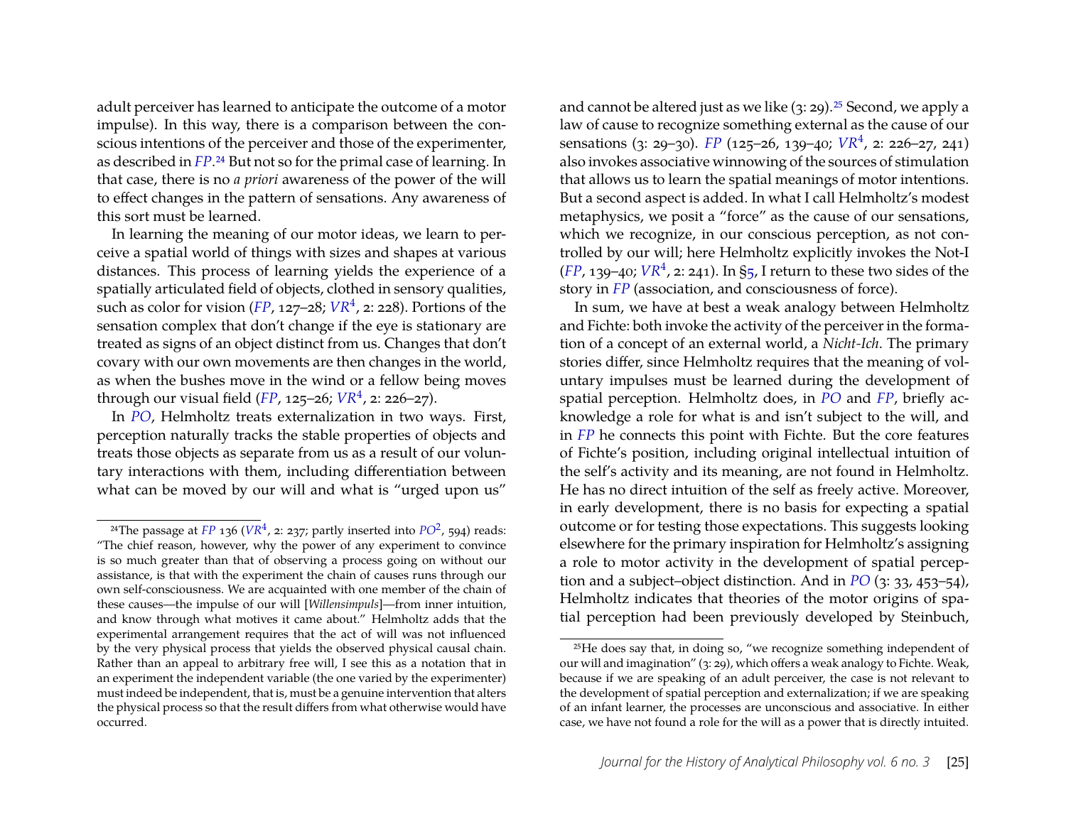adult perceiver has learned to anticipate the outcome of a motor impulse). In this way, there is a comparison between the conscious intentions of the perceiver and those of the experimenter, as described in *FP*.[24] But not so for the primal case of learning. In that case, there is no *a priori* awareness of the power of the will to effect changes in the pattern of sensations. Any awareness of this sort must be learned.

In learning the meaning of our motor ideas, we learn to perceive a spatial world of things with sizes and shapes at various distances. This process of learning yields the experience of a spatially articulated field of objects, clothed in sensory qualities, such as color for vision (*FP*, 127–28; *VR*[4], 2: 228). Portions of the sensation complex that don't change if the eye is stationary are treated as signs of an object distinct from us. Changes that don't covary with our own movements are then changes in the world, as when the bushes move in the wind or a fellow being moves through our visual field (*FP*, 125–26; *VR*[4], 2: 226–27).

In *PO*, Helmholtz treats externalization in two ways. First, perception naturally tracks the stable properties of objects and treats those objects as separate from us as a result of our voluntary interactions with them, including differentiation between what can be moved by our will and what is "urged upon us" and cannot be altered just as we like (3: 29).[25] Second, we apply a law of cause to recognize something external as the cause of our sensations (3: 29–30). *FP* (125–26, 139–40; *VR*[4], 2: 226–27, 241) also invokes associative winnowing of the sources of stimulation that allows us to learn the spatial meanings of motor intentions. But a second aspect is added. In what I call Helmholtz's modest metaphysics, we posit a "force" as the cause of our sensations, which we recognize, in our conscious perception, as not controlled by our will; here Helmholtz explicitly invokes the Not-I (*FP*, 139–40; *VR*[4], 2: 241). In §5, I return to these two sides of the story in *FP* (association, and consciousness of force).

In sum, we have at best a weak analogy between Helmholtz and Fichte: both invoke the activity of the perceiver in the formation of a concept of an external world, a *Nicht-Ich*. The primary stories differ, since Helmholtz requires that the meaning of voluntary impulses must be learned during the development of spatial perception. Helmholtz does, in *PO* and *FP*, briefly acknowledge a role for what is and isn't subject to the will, and in *FP* he connects this point with Fichte. But the core features of Fichte's position, including original intellectual intuition of the self's activity and its meaning, are not found in Helmholtz. He has no direct intuition of the self as freely active. Moreover, in early development, there is no basis for expecting a spatial outcome or for testing those expectations. This suggests looking elsewhere for the primary inspiration for Helmholtz's assigning a role to motor activity in the development of spatial perception and a subject–object distinction. And in *PO* (3: 33, 453–54), Helmholtz indicates that theories of the motor origins of spatial perception had been previously developed by Steinbuch,

---

[24] The passage at *FP* 136 (*VR*[4], 2: 237; partly inserted into *PO*[2], 594) reads: "The chief reason, however, why the power of any experiment to convince is so much greater than that of observing a process going on without our assistance, is that with the experiment the chain of causes runs through our own self-consciousness. We are acquainted with one member of the chain of these causes—the impulse of our will [*Willensimpuls*]—from inner intuition, and know through what motives it came about." Helmholtz adds that the experimental arrangement requires that the act of will was not influenced by the very physical process that yields the observed physical causal chain. Rather than an appeal to arbitrary free will, I see this as a notation that in an experiment the independent variable (the one varied by the experimenter) must indeed be independent, that is, must be a genuine intervention that alters the physical process so that the result differs from what otherwise would have occurred.

[25] He does say that, in doing so, "we recognize something independent of our will and imagination" (3: 29), which offers a weak analogy to Fichte. Weak, because if we are speaking of an adult perceiver, the case is not relevant to the development of spatial perception and externalization; if we are speaking of an infant learner, the processes are unconscious and associative. In either case, we have not found a role for the will as a power that is directly intuited.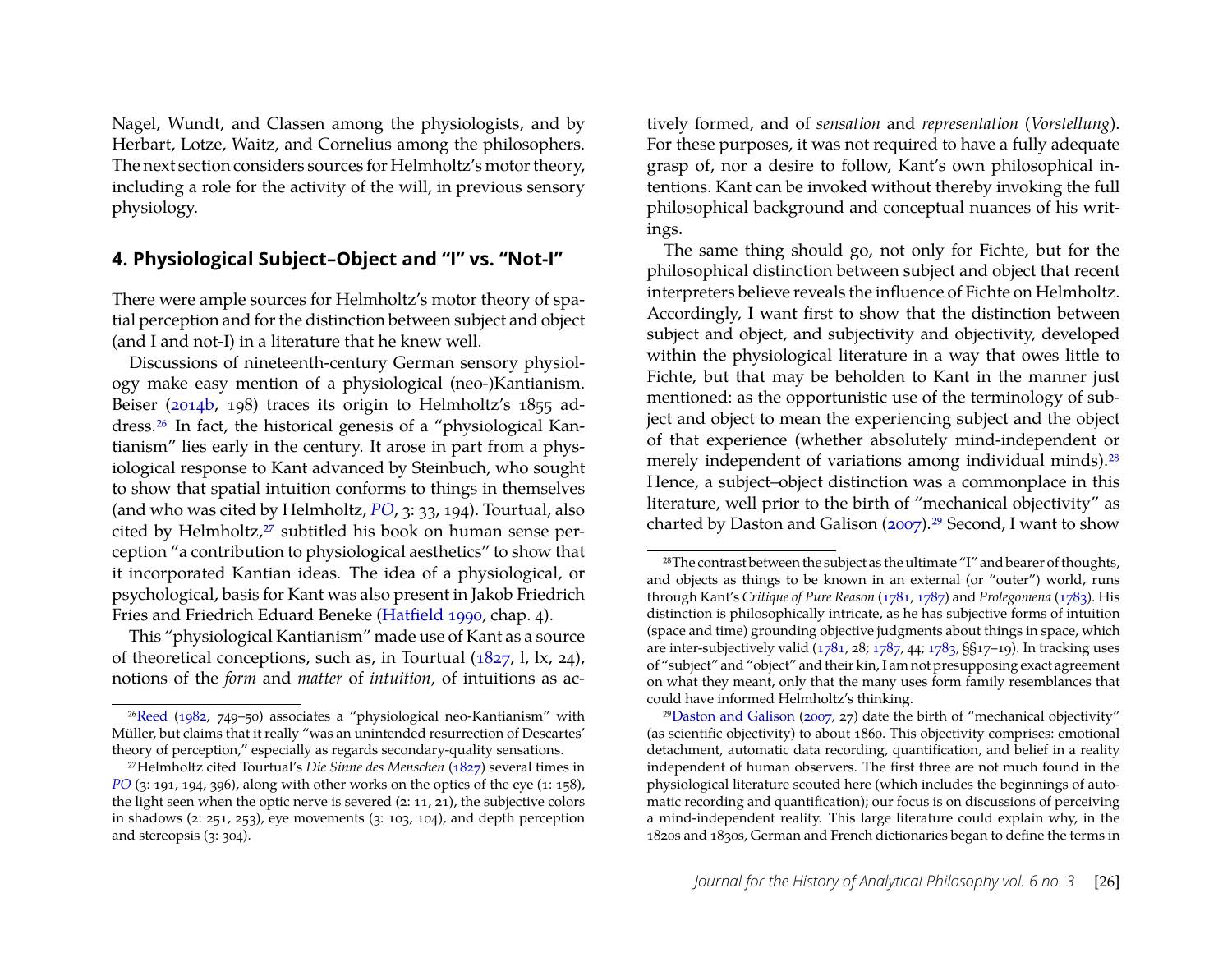Nagel, Wundt, and Classen among the physiologists, and by Herbart, Lotze, Waitz, and Cornelius among the philosophers. The next section considers sources for Helmholtz's motor theory, including a role for the activity of the will, in previous sensory physiology.

## 4. Physiological Subject–Object and "I" vs. "Not-I"

There were ample sources for Helmholtz's motor theory of spatial perception and for the distinction between subject and object (and I and not-I) in a literature that he knew well.

Discussions of nineteenth-century German sensory physiology make easy mention of a physiological (neo-)Kantianism. Beiser (2014b, 198) traces its origin to Helmholtz's 1855 address.[26] In fact, the historical genesis of a "physiological Kantianism" lies early in the century. It arose in part from a physiological response to Kant advanced by Steinbuch, who sought to show that spatial intuition conforms to things in themselves (and who was cited by Helmholtz, *PO*, 3: 33, 194). Tourtual, also cited by Helmholtz,[27] subtitled his book on human sense perception "a contribution to physiological aesthetics" to show that it incorporated Kantian ideas. The idea of a physiological, or psychological, basis for Kant was also present in Jakob Friedrich Fries and Friedrich Eduard Beneke (Hatfield 1990, chap. 4).

This "physiological Kantianism" made use of Kant as a source of theoretical conceptions, such as, in Tourtual (1827, l, lx, 24), notions of the *form* and *matter* of *intuition*, of intuitions as actively formed, and of *sensation* and *representation* (*Vorstellung*). For these purposes, it was not required to have a fully adequate grasp of, nor a desire to follow, Kant's own philosophical intentions. Kant can be invoked without thereby invoking the full philosophical background and conceptual nuances of his writings.

The same thing should go, not only for Fichte, but for the philosophical distinction between subject and object that recent interpreters believe reveals the influence of Fichte on Helmholtz. Accordingly, I want first to show that the distinction between subject and object, and subjectivity and objectivity, developed within the physiological literature in a way that owes little to Fichte, but that may be beholden to Kant in the manner just mentioned: as the opportunistic use of the terminology of subject and object to mean the experiencing subject and the object of that experience (whether absolutely mind-independent or merely independent of variations among individual minds).[28] Hence, a subject–object distinction was a commonplace in this literature, well prior to the birth of "mechanical objectivity" as charted by Daston and Galison (2007).[29] Second, I want to show

---

[26] Reed (1982, 749–50) associates a "physiological neo-Kantianism" with Müller, but claims that it really "was an unintended resurrection of Descartes' theory of perception," especially as regards secondary-quality sensations.

[27] Helmholtz cited Tourtual's *Die Sinne des Menschen* (1827) several times in *PO* (3: 191, 194, 396), along with other works on the optics of the eye (1: 158), the light seen when the optic nerve is severed (2: 11, 21), the subjective colors in shadows (2: 251, 253), eye movements (3: 103, 104), and depth perception and stereopsis (3: 304).

[28] The contrast between the subject as the ultimate "I" and bearer of thoughts, and objects as things to be known in an external (or "outer") world, runs through Kant's *Critique of Pure Reason* (1781, 1787) and *Prolegomena* (1783). His distinction is philosophically intricate, as he has subjective forms of intuition (space and time) grounding objective judgments about things in space, which are inter-subjectively valid (1781, 28; 1787, 44; 1783, §§17–19). In tracking uses of "subject" and "object" and their kin, I am not presupposing exact agreement on what they meant, only that the many uses form family resemblances that could have informed Helmholtz's thinking.

[29] Daston and Galison (2007, 27) date the birth of "mechanical objectivity" (as scientific objectivity) to about 1860. This objectivity comprises: emotional detachment, automatic data recording, quantification, and belief in a reality independent of human observers. The first three are not much found in the physiological literature scouted here (which includes the beginnings of automatic recording and quantification); our focus is on discussions of perceiving a mind-independent reality. This large literature could explain why, in the 1820s and 1830s, German and French dictionaries began to define the terms in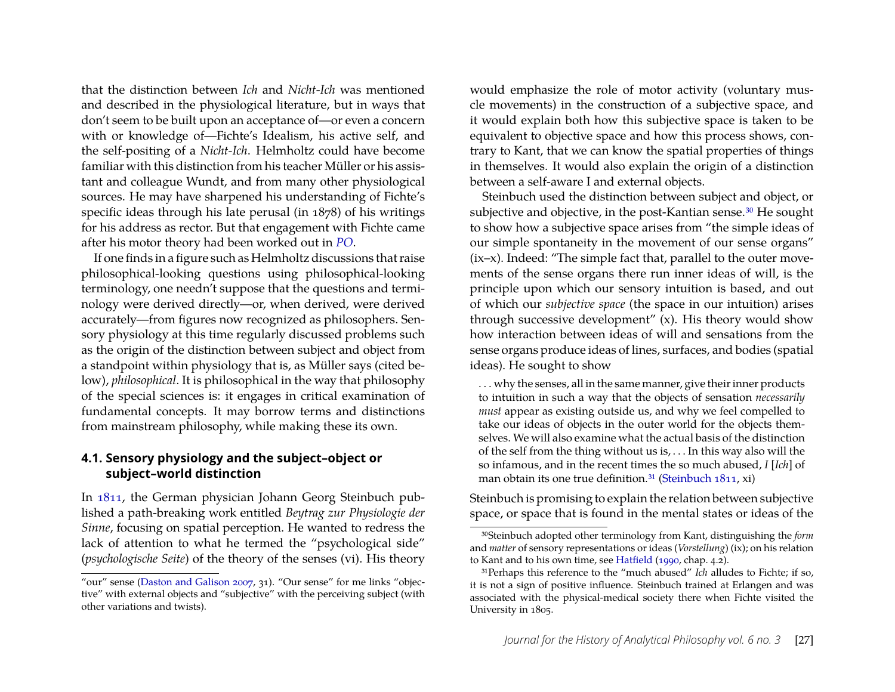that the distinction between *Ich* and *Nicht-Ich* was mentioned and described in the physiological literature, but in ways that don't seem to be built upon an acceptance of—or even a concern with or knowledge of—Fichte's Idealism, his active self, and the self-positing of a *Nicht-Ich*. Helmholtz could have become familiar with this distinction from his teacher Müller or his assistant and colleague Wundt, and from many other physiological sources. He may have sharpened his understanding of Fichte's specific ideas through his late perusal (in 1878) of his writings for his address as rector. But that engagement with Fichte came after his motor theory had been worked out in *PO*.

If one finds in a figure such as Helmholtz discussions that raise philosophical-looking questions using philosophical-looking terminology, one needn't suppose that the questions and terminology were derived directly—or, when derived, were derived accurately—from figures now recognized as philosophers. Sensory physiology at this time regularly discussed problems such as the origin of the distinction between subject and object from a standpoint within physiology that is, as Müller says (cited below), *philosophical*. It is philosophical in the way that philosophy of the special sciences is: it engages in critical examination of fundamental concepts. It may borrow terms and distinctions from mainstream philosophy, while making these its own.

### 4.1. Sensory physiology and the subject–object or subject–world distinction

In 1811, the German physician Johann Georg Steinbuch published a path-breaking work entitled *Beytrag zur Physiologie der Sinne*, focusing on spatial perception. He wanted to redress the lack of attention to what he termed the "psychological side" (*psychologische Seite*) of the theory of the senses (vi). His theory would emphasize the role of motor activity (voluntary muscle movements) in the construction of a subjective space, and it would explain both how this subjective space is taken to be equivalent to objective space and how this process shows, contrary to Kant, that we can know the spatial properties of things in themselves. It would also explain the origin of a distinction between a self-aware I and external objects.

Steinbuch used the distinction between subject and object, or subjective and objective, in the post-Kantian sense.[30] He sought to show how a subjective space arises from "the simple ideas of our simple spontaneity in the movement of our sense organs" (ix–x). Indeed: "The simple fact that, parallel to the outer movements of the sense organs there run inner ideas of will, is the principle upon which our sensory intuition is based, and out of which our *subjective space* (the space in our intuition) arises through successive development" (x). His theory would show how interaction between ideas of will and sensations from the sense organs produce ideas of lines, surfaces, and bodies (spatial ideas). He sought to show

> . . . why the senses, all in the same manner, give their inner products to intuition in such a way that the objects of sensation *necessarily must* appear as existing outside us, and why we feel compelled to take our ideas of objects in the outer world for the objects themselves. We will also examine what the actual basis of the distinction of the self from the thing without us is, . . . In this way also will the so infamous, and in the recent times the so much abused, *I* [*Ich*] of man obtain its one true definition.[31] (Steinbuch 1811, xi)

Steinbuch is promising to explain the relation between subjective space, or space that is found in the mental states or ideas of the

---

"our" sense (Daston and Galison 2007, 31). "Our sense" for me links "objective" with external objects and "subjective" with the perceiving subject (with other variations and twists).

[30] Steinbuch adopted other terminology from Kant, distinguishing the *form* and *matter* of sensory representations or ideas (*Vorstellung*) (ix); on his relation to Kant and to his own time, see Hatfield (1990, chap. 4.2).

[31] Perhaps this reference to the "much abused" *Ich* alludes to Fichte; if so, it is not a sign of positive influence. Steinbuch trained at Erlangen and was associated with the physical-medical society there when Fichte visited the University in 1805.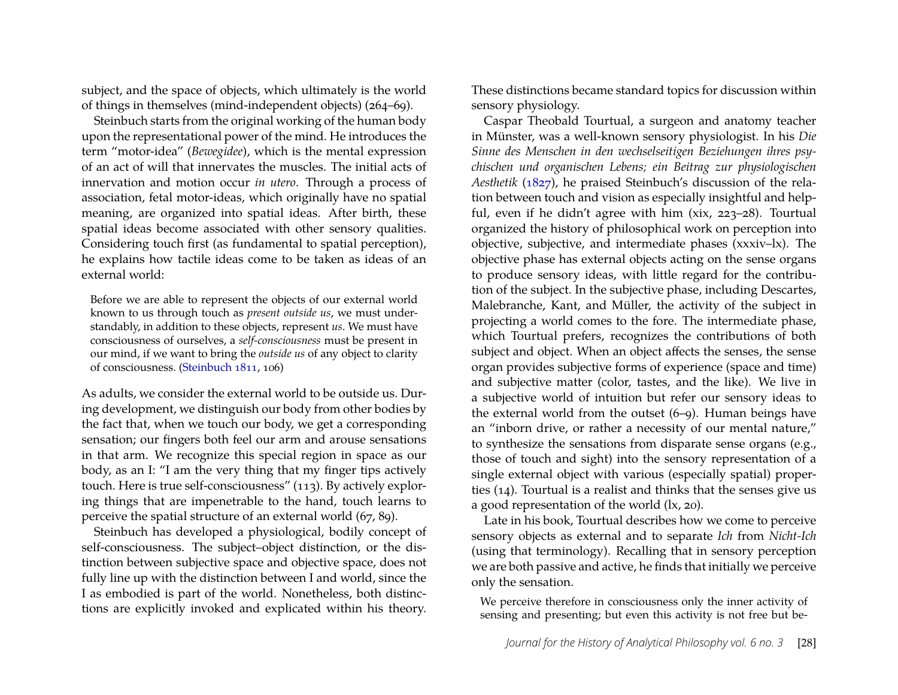subject, and the space of objects, which ultimately is the world of things in themselves (mind-independent objects) (264–69).

Steinbuch starts from the original working of the human body upon the representational power of the mind. He introduces the term "motor-idea" (*Bewegidee*), which is the mental expression of an act of will that innervates the muscles. The initial acts of innervation and motion occur *in utero*. Through a process of association, fetal motor-ideas, which originally have no spatial meaning, are organized into spatial ideas. After birth, these spatial ideas become associated with other sensory qualities. Considering touch first (as fundamental to spatial perception), he explains how tactile ideas come to be taken as ideas of an external world:

> Before we are able to represent the objects of our external world known to us through touch as *present outside us*, we must understandably, in addition to these objects, represent *us*. We must have consciousness of ourselves, a *self-consciousness* must be present in our mind, if we want to bring the *outside us* of any object to clarity of consciousness. (Steinbuch 1811, 106)

As adults, we consider the external world to be outside us. During development, we distinguish our body from other bodies by the fact that, when we touch our body, we get a corresponding sensation; our fingers both feel our arm and arouse sensations in that arm. We recognize this special region in space as our body, as an I: "I am the very thing that my finger tips actively touch. Here is true self-consciousness" (113). By actively exploring things that are impenetrable to the hand, touch learns to perceive the spatial structure of an external world (67, 89).

Steinbuch has developed a physiological, bodily concept of self-consciousness. The subject–object distinction, or the distinction between subjective space and objective space, does not fully line up with the distinction between I and world, since the I as embodied is part of the world. Nonetheless, both distinctions are explicitly invoked and explicated within his theory. These distinctions became standard topics for discussion within sensory physiology.

Caspar Theobald Tourtual, a surgeon and anatomy teacher in Münster, was a well-known sensory physiologist. In his *Die Sinne des Menschen in den wechselseitigen Beziehungen ihres psychischen und organischen Lebens; ein Beitrag zur physiologischen Aesthetik* (1827), he praised Steinbuch's discussion of the relation between touch and vision as especially insightful and helpful, even if he didn't agree with him (xix, 223–28). Tourtual organized the history of philosophical work on perception into objective, subjective, and intermediate phases (xxxiv–lx). The objective phase has external objects acting on the sense organs to produce sensory ideas, with little regard for the contribution of the subject. In the subjective phase, including Descartes, Malebranche, Kant, and Müller, the activity of the subject in projecting a world comes to the fore. The intermediate phase, which Tourtual prefers, recognizes the contributions of both subject and object. When an object affects the senses, the sense organ provides subjective forms of experience (space and time) and subjective matter (color, tastes, and the like). We live in a subjective world of intuition but refer our sensory ideas to the external world from the outset (6–9). Human beings have an "inborn drive, or rather a necessity of our mental nature," to synthesize the sensations from disparate sense organs (e.g., those of touch and sight) into the sensory representation of a single external object with various (especially spatial) properties (14). Tourtual is a realist and thinks that the senses give us a good representation of the world (lx, 20).

Late in his book, Tourtual describes how we come to perceive sensory objects as external and to separate *Ich* from *Nicht-Ich* (using that terminology). Recalling that in sensory perception we are both passive and active, he finds that initially we perceive only the sensation.

> We perceive therefore in consciousness only the inner activity of sensing and presenting; but even this activity is not free but be-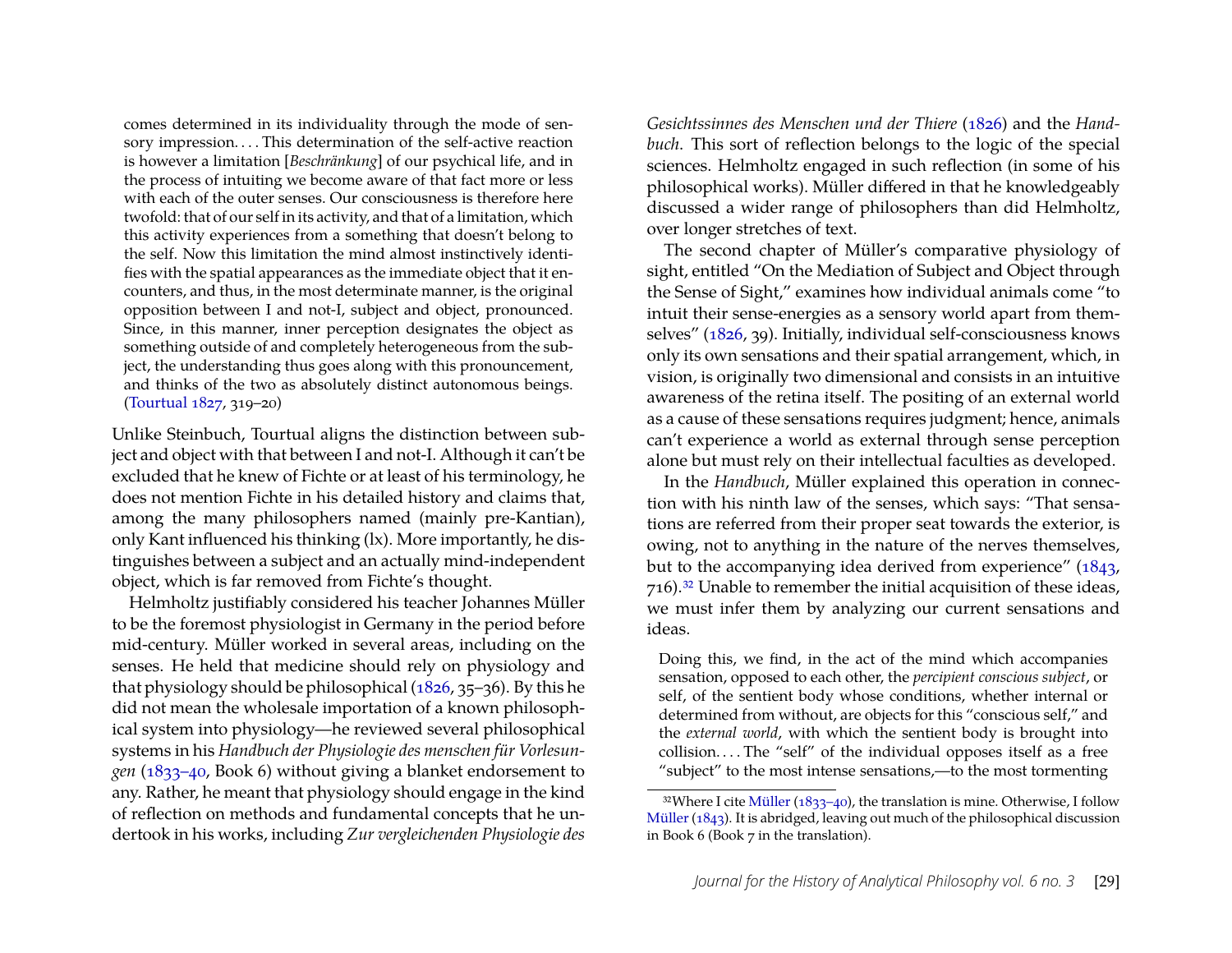comes determined in its individuality through the mode of sensory impression. . . . This determination of the self-active reaction is however a limitation [*Beschränkung*] of our psychical life, and in the process of intuiting we become aware of that fact more or less with each of the outer senses. Our consciousness is therefore here twofold: that of our self in its activity, and that of a limitation, which this activity experiences from a something that doesn't belong to the self. Now this limitation the mind almost instinctively identifies with the spatial appearances as the immediate object that it encounters, and thus, in the most determinate manner, is the original opposition between I and not-I, subject and object, pronounced. Since, in this manner, inner perception designates the object as something outside of and completely heterogeneous from the subject, the understanding thus goes along with this pronouncement, and thinks of the two as absolutely distinct autonomous beings. (Tourtual 1827, 319–20)

Unlike Steinbuch, Tourtual aligns the distinction between subject and object with that between I and not-I. Although it can't be excluded that he knew of Fichte or at least of his terminology, he does not mention Fichte in his detailed history and claims that, among the many philosophers named (mainly pre-Kantian), only Kant influenced his thinking (lx). More importantly, he distinguishes between a subject and an actually mind-independent object, which is far removed from Fichte's thought.

Helmholtz justifiably considered his teacher Johannes Müller to be the foremost physiologist in Germany in the period before mid-century. Müller worked in several areas, including on the senses. He held that medicine should rely on physiology and that physiology should be philosophical (1826, 35–36). By this he did not mean the wholesale importation of a known philosophical system into physiology—he reviewed several philosophical systems in his *Handbuch der Physiologie des menschen für Vorlesungen* (1833–40, Book 6) without giving a blanket endorsement to any. Rather, he meant that physiology should engage in the kind of reflection on methods and fundamental concepts that he undertook in his works, including *Zur vergleichenden Physiologie des Gesichtssinnes des Menschen und der Thiere* (1826) and the *Handbuch*. This sort of reflection belongs to the logic of the special sciences. Helmholtz engaged in such reflection (in some of his philosophical works). Müller differed in that he knowledgeably discussed a wider range of philosophers than did Helmholtz, over longer stretches of text.

The second chapter of Müller's comparative physiology of sight, entitled "On the Mediation of Subject and Object through the Sense of Sight," examines how individual animals come "to intuit their sense-energies as a sensory world apart from themselves" (1826, 39). Initially, individual self-consciousness knows only its own sensations and their spatial arrangement, which, in vision, is originally two dimensional and consists in an intuitive awareness of the retina itself. The positing of an external world as a cause of these sensations requires judgment; hence, animals can't experience a world as external through sense perception alone but must rely on their intellectual faculties as developed.

In the *Handbuch*, Müller explained this operation in connection with his ninth law of the senses, which says: "That sensations are referred from their proper seat towards the exterior, is owing, not to anything in the nature of the nerves themselves, but to the accompanying idea derived from experience" (1843, 716).[32] Unable to remember the initial acquisition of these ideas, we must infer them by analyzing our current sensations and ideas.

Doing this, we find, in the act of the mind which accompanies sensation, opposed to each other, the *percipient conscious subject*, or self, of the sentient body whose conditions, whether internal or determined from without, are objects for this "conscious self," and the *external world*, with which the sentient body is brought into collision. . . . The "self" of the individual opposes itself as a free "subject" to the most intense sensations,—to the most tormenting

[32] Where I cite Müller (1833–40), the translation is mine. Otherwise, I follow Müller (1843). It is abridged, leaving out much of the philosophical discussion in Book 6 (Book 7 in the translation).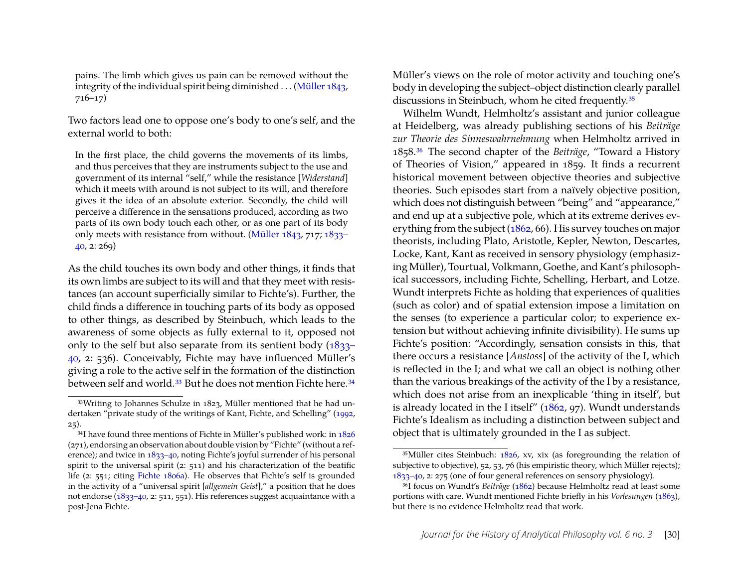> pains. The limb which gives us pain can be removed without the integrity of the individual spirit being diminished . . . (Müller 1843, 716–17)

Two factors lead one to oppose one's body to one's self, and the external world to both:

> In the first place, the child governs the movements of its limbs, and thus perceives that they are instruments subject to the use and government of its internal "self," while the resistance [*Widerstand*] which it meets with around is not subject to its will, and therefore gives it the idea of an absolute exterior. Secondly, the child will perceive a difference in the sensations produced, according as two parts of its own body touch each other, or as one part of its body only meets with resistance from without. (Müller 1843, 717; 1833–40, 2: 269)

As the child touches its own body and other things, it finds that its own limbs are subject to its will and that they meet with resistances (an account superficially similar to Fichte's). Further, the child finds a difference in touching parts of its body as opposed to other things, as described by Steinbuch, which leads to the awareness of some objects as fully external to it, opposed not only to the self but also separate from its sentient body (1833–40, 2: 536). Conceivably, Fichte may have influenced Müller's giving a role to the active self in the formation of the distinction between self and world.[33] But he does not mention Fichte here.[34]

Müller's views on the role of motor activity and touching one's body in developing the subject–object distinction clearly parallel discussions in Steinbuch, whom he cited frequently.[35]

Wilhelm Wundt, Helmholtz's assistant and junior colleague at Heidelberg, was already publishing sections of his *Beiträge zur Theorie des Sinneswahrnehmung* when Helmholtz arrived in 1858.[36] The second chapter of the *Beiträge*, "Toward a History of Theories of Vision," appeared in 1859. It finds a recurrent historical movement between objective theories and subjective theories. Such episodes start from a naïvely objective position, which does not distinguish between "being" and "appearance," and end up at a subjective pole, which at its extreme derives everything from the subject (1862, 66). His survey touches on major theorists, including Plato, Aristotle, Kepler, Newton, Descartes, Locke, Kant, Kant as received in sensory physiology (emphasizing Müller), Tourtual, Volkmann, Goethe, and Kant's philosophical successors, including Fichte, Schelling, Herbart, and Lotze. Wundt interprets Fichte as holding that experiences of qualities (such as color) and of spatial extension impose a limitation on the senses (to experience a particular color; to experience extension but without achieving infinite divisibility). He sums up Fichte's position: "Accordingly, sensation consists in this, that there occurs a resistance [*Anstoss*] of the activity of the I, which is reflected in the I; and what we call an object is nothing other than the various breakings of the activity of the I by a resistance, which does not arise from an inexplicable 'thing in itself', but is already located in the I itself" (1862, 97). Wundt understands Fichte's Idealism as including a distinction between subject and object that is ultimately grounded in the I as subject.

---

[33] Writing to Johannes Schulze in 1823, Müller mentioned that he had undertaken "private study of the writings of Kant, Fichte, and Schelling" (1992, 25).

[34] I have found three mentions of Fichte in Müller's published work: in 1826 (271), endorsing an observation about double vision by "Fichte" (without a reference); and twice in 1833–40, noting Fichte's joyful surrender of his personal spirit to the universal spirit (2: 511) and his characterization of the beatific life (2: 551; citing Fichte 1806a). He observes that Fichte's self is grounded in the activity of a "universal spirit [*allgemein Geist*]," a position that he does not endorse (1833–40, 2: 511, 551). His references suggest acquaintance with a post-Jena Fichte.

[35] Müller cites Steinbuch: 1826, xv, xix (as foregrounding the relation of subjective to objective), 52, 53, 76 (his empiristic theory, which Müller rejects); 1833–40, 2: 275 (one of four general references on sensory physiology).

[36] I focus on Wundt's *Beiträge* (1862) because Helmholtz read at least some portions with care. Wundt mentioned Fichte briefly in his *Vorlesungen* (1863), but there is no evidence Helmholtz read that work.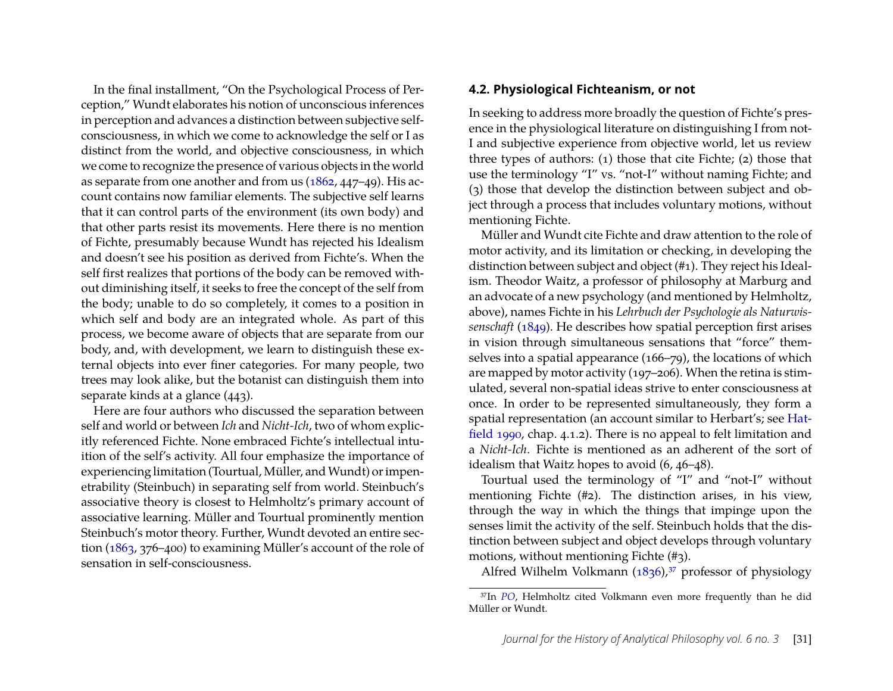In the final installment, "On the Psychological Process of Perception," Wundt elaborates his notion of unconscious inferences in perception and advances a distinction between subjective self-consciousness, in which we come to acknowledge the self or I as distinct from the world, and objective consciousness, in which we come to recognize the presence of various objects in the world as separate from one another and from us (1862, 447–49). His account contains now familiar elements. The subjective self learns that it can control parts of the environment (its own body) and that other parts resist its movements. Here there is no mention of Fichte, presumably because Wundt has rejected his Idealism and doesn't see his position as derived from Fichte's. When the self first realizes that portions of the body can be removed without diminishing itself, it seeks to free the concept of the self from the body; unable to do so completely, it comes to a position in which self and body are an integrated whole. As part of this process, we become aware of objects that are separate from our body, and, with development, we learn to distinguish these external objects into ever finer categories. For many people, two trees may look alike, but the botanist can distinguish them into separate kinds at a glance (443).

Here are four authors who discussed the separation between self and world or between *Ich* and *Nicht-Ich*, two of whom explicitly referenced Fichte. None embraced Fichte's intellectual intuition of the self's activity. All four emphasize the importance of experiencing limitation (Tourtual, Müller, and Wundt) or impenetrability (Steinbuch) in separating self from world. Steinbuch's associative theory is closest to Helmholtz's primary account of associative learning. Müller and Tourtual prominently mention Steinbuch's motor theory. Further, Wundt devoted an entire section (1863, 376–400) to examining Müller's account of the role of sensation in self-consciousness.

### 4.2. Physiological Fichteanism, or not

In seeking to address more broadly the question of Fichte's presence in the physiological literature on distinguishing I from not-I and subjective experience from objective world, let us review three types of authors: (1) those that cite Fichte; (2) those that use the terminology "I" vs. "not-I" without naming Fichte; and (3) those that develop the distinction between subject and object through a process that includes voluntary motions, without mentioning Fichte.

Müller and Wundt cite Fichte and draw attention to the role of motor activity, and its limitation or checking, in developing the distinction between subject and object (#1). They reject his Idealism. Theodor Waitz, a professor of philosophy at Marburg and an advocate of a new psychology (and mentioned by Helmholtz, above), names Fichte in his *Lehrbuch der Psychologie als Naturwissenschaft* (1849). He describes how spatial perception first arises in vision through simultaneous sensations that "force" themselves into a spatial appearance (166–79), the locations of which are mapped by motor activity (197–206). When the retina is stimulated, several non-spatial ideas strive to enter consciousness at once. In order to be represented simultaneously, they form a spatial representation (an account similar to Herbart's; see Hatfield 1990, chap. 4.1.2). There is no appeal to felt limitation and a *Nicht-Ich*. Fichte is mentioned as an adherent of the sort of idealism that Waitz hopes to avoid (6, 46–48).

Tourtual used the terminology of "I" and "not-I" without mentioning Fichte (#2). The distinction arises, in his view, through the way in which the things that impinge upon the senses limit the activity of the self. Steinbuch holds that the distinction between subject and object develops through voluntary motions, without mentioning Fichte (#3).

Alfred Wilhelm Volkmann (1836),[37] professor of physiology

[37] In *PO*, Helmholtz cited Volkmann even more frequently than he did Müller or Wundt.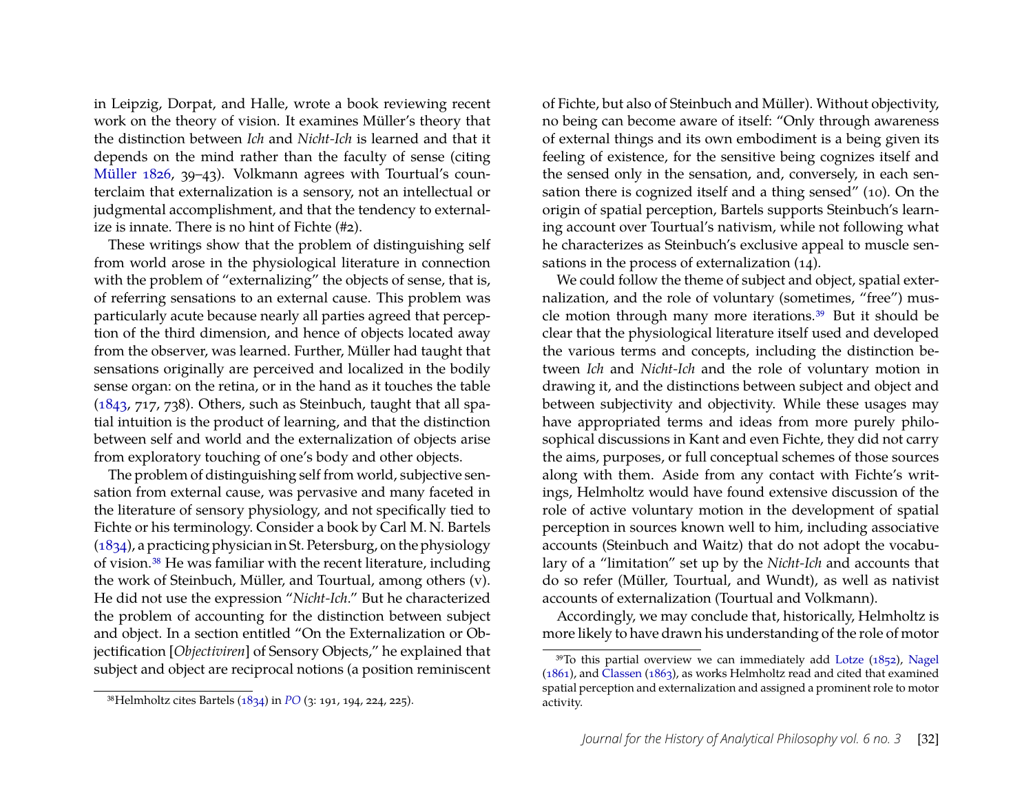in Leipzig, Dorpat, and Halle, wrote a book reviewing recent work on the theory of vision. It examines Müller's theory that the distinction between *Ich* and *Nicht-Ich* is learned and that it depends on the mind rather than the faculty of sense (citing Müller 1826, 39–43). Volkmann agrees with Tourtual's counterclaim that externalization is a sensory, not an intellectual or judgmental accomplishment, and that the tendency to externalize is innate. There is no hint of Fichte (#2).

These writings show that the problem of distinguishing self from world arose in the physiological literature in connection with the problem of "externalizing" the objects of sense, that is, of referring sensations to an external cause. This problem was particularly acute because nearly all parties agreed that perception of the third dimension, and hence of objects located away from the observer, was learned. Further, Müller had taught that sensations originally are perceived and localized in the bodily sense organ: on the retina, or in the hand as it touches the table (1843, 717, 738). Others, such as Steinbuch, taught that all spatial intuition is the product of learning, and that the distinction between self and world and the externalization of objects arise from exploratory touching of one's body and other objects.

The problem of distinguishing self from world, subjective sensation from external cause, was pervasive and many faceted in the literature of sensory physiology, and not specifically tied to Fichte or his terminology. Consider a book by Carl M. N. Bartels (1834), a practicing physician in St. Petersburg, on the physiology of vision.[38] He was familiar with the recent literature, including the work of Steinbuch, Müller, and Tourtual, among others (v). He did not use the expression "*Nicht-Ich*." But he characterized the problem of accounting for the distinction between subject and object. In a section entitled "On the Externalization or Objectification [*Objectiviren*] of Sensory Objects," he explained that subject and object are reciprocal notions (a position reminiscent of Fichte, but also of Steinbuch and Müller). Without objectivity, no being can become aware of itself: "Only through awareness of external things and its own embodiment is a being given its feeling of existence, for the sensitive being cognizes itself and the sensed only in the sensation, and, conversely, in each sensation there is cognized itself and a thing sensed" (10). On the origin of spatial perception, Bartels supports Steinbuch's learning account over Tourtual's nativism, while not following what he characterizes as Steinbuch's exclusive appeal to muscle sensations in the process of externalization (14).

We could follow the theme of subject and object, spatial externalization, and the role of voluntary (sometimes, "free") muscle motion through many more iterations.[39] But it should be clear that the physiological literature itself used and developed the various terms and concepts, including the distinction between *Ich* and *Nicht-Ich* and the role of voluntary motion in drawing it, and the distinctions between subject and object and between subjectivity and objectivity. While these usages may have appropriated terms and ideas from more purely philosophical discussions in Kant and even Fichte, they did not carry the aims, purposes, or full conceptual schemes of those sources along with them. Aside from any contact with Fichte's writings, Helmholtz would have found extensive discussion of the role of active voluntary motion in the development of spatial perception in sources known well to him, including associative accounts (Steinbuch and Waitz) that do not adopt the vocabulary of a "limitation" set up by the *Nicht-Ich* and accounts that do so refer (Müller, Tourtual, and Wundt), as well as nativist accounts of externalization (Tourtual and Volkmann).

Accordingly, we may conclude that, historically, Helmholtz is more likely to have drawn his understanding of the role of motor

[38] Helmholtz cites Bartels (1834) in *PO* (3: 191, 194, 224, 225).

[39] To this partial overview we can immediately add Lotze (1852), Nagel (1861), and Classen (1863), as works Helmholtz read and cited that examined spatial perception and externalization and assigned a prominent role to motor activity.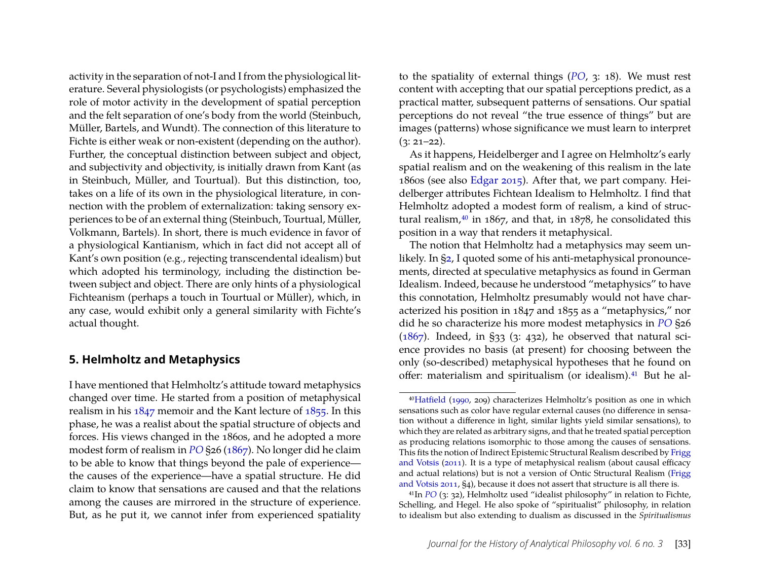activity in the separation of not-I and I from the physiological literature. Several physiologists (or psychologists) emphasized the role of motor activity in the development of spatial perception and the felt separation of one's body from the world (Steinbuch, Müller, Bartels, and Wundt). The connection of this literature to Fichte is either weak or non-existent (depending on the author). Further, the conceptual distinction between subject and object, and subjectivity and objectivity, is initially drawn from Kant (as in Steinbuch, Müller, and Tourtual). But this distinction, too, takes on a life of its own in the physiological literature, in connection with the problem of externalization: taking sensory experiences to be of an external thing (Steinbuch, Tourtual, Müller, Volkmann, Bartels). In short, there is much evidence in favor of a physiological Kantianism, which in fact did not accept all of Kant's own position (e.g., rejecting transcendental idealism) but which adopted his terminology, including the distinction between subject and object. There are only hints of a physiological Fichteanism (perhaps a touch in Tourtual or Müller), which, in any case, would exhibit only a general similarity with Fichte's actual thought.

## 5. Helmholtz and Metaphysics

I have mentioned that Helmholtz's attitude toward metaphysics changed over time. He started from a position of metaphysical realism in his 1847 memoir and the Kant lecture of 1855. In this phase, he was a realist about the spatial structure of objects and forces. His views changed in the 1860s, and he adopted a more modest form of realism in *PO* §26 (1867). No longer did he claim to be able to know that things beyond the pale of experience—the causes of the experience—have a spatial structure. He did claim to know that sensations are caused and that the relations among the causes are mirrored in the structure of experience. But, as he put it, we cannot infer from experienced spatiality to the spatiality of external things (*PO*, 3: 18). We must rest content with accepting that our spatial perceptions predict, as a practical matter, subsequent patterns of sensations. Our spatial perceptions do not reveal "the true essence of things" but are images (patterns) whose significance we must learn to interpret (3: 21–22).

As it happens, Heidelberger and I agree on Helmholtz's early spatial realism and on the weakening of this realism in the late 1860s (see also Edgar 2015). After that, we part company. Heidelberger attributes Fichtean Idealism to Helmholtz. I find that Helmholtz adopted a modest form of realism, a kind of structural realism,[40] in 1867, and that, in 1878, he consolidated this position in a way that renders it metaphysical.

The notion that Helmholtz had a metaphysics may seem unlikely. In §2, I quoted some of his anti-metaphysical pronouncements, directed at speculative metaphysics as found in German Idealism. Indeed, because he understood "metaphysics" to have this connotation, Helmholtz presumably would not have characterized his position in 1847 and 1855 as a "metaphysics," nor did he so characterize his more modest metaphysics in *PO* §26 (1867). Indeed, in §33 (3: 432), he observed that natural science provides no basis (at present) for choosing between the only (so-described) metaphysical hypotheses that he found on offer: materialism and spiritualism (or idealism).[41] But he al-

[40] Hatfield (1990, 209) characterizes Helmholtz's position as one in which sensations such as color have regular external causes (no difference in sensation without a difference in light, similar lights yield similar sensations), to which they are related as arbitrary signs, and that he treated spatial perception as producing relations isomorphic to those among the causes of sensations. This fits the notion of Indirect Epistemic Structural Realism described by Frigg and Votsis (2011). It is a type of metaphysical realism (about causal efficacy and actual relations) but is not a version of Ontic Structural Realism (Frigg and Votsis 2011, §4), because it does not assert that structure is all there is.

[41] In *PO* (3: 32), Helmholtz used "idealist philosophy" in relation to Fichte, Schelling, and Hegel. He also spoke of "spiritualist" philosophy, in relation to idealism but also extending to dualism as discussed in the *Spiritualismus*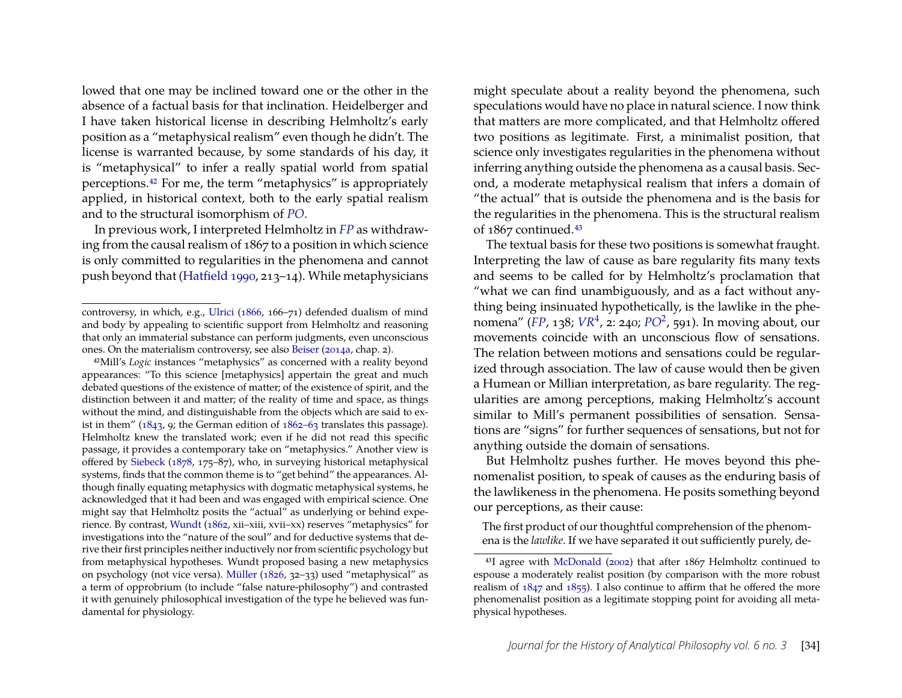lowed that one may be inclined toward one or the other in the absence of a factual basis for that inclination. Heidelberger and I have taken historical license in describing Helmholtz's early position as a "metaphysical realism" even though he didn't. The license is warranted because, by some standards of his day, it is "metaphysical" to infer a really spatial world from spatial perceptions.[42] For me, the term "metaphysics" is appropriately applied, in historical context, both to the early spatial realism and to the structural isomorphism of *PO*.

In previous work, I interpreted Helmholtz in *FP* as withdrawing from the causal realism of 1867 to a position in which science is only committed to regularities in the phenomena and cannot push beyond that (Hatfield 1990, 213–14). While metaphysicians might speculate about a reality beyond the phenomena, such speculations would have no place in natural science. I now think that matters are more complicated, and that Helmholtz offered two positions as legitimate. First, a minimalist position, that science only investigates regularities in the phenomena without inferring anything outside the phenomena as a causal basis. Second, a moderate metaphysical realism that infers a domain of "the actual" that is outside the phenomena and is the basis for the regularities in the phenomena. This is the structural realism of 1867 continued.[43]

The textual basis for these two positions is somewhat fraught. Interpreting the law of cause as bare regularity fits many texts and seems to be called for by Helmholtz's proclamation that "what we can find unambiguously, and as a fact without anything being insinuated hypothetically, is the lawlike in the phenomena" (*FP*, 138; *VR*[4], 2: 240; *PO*[2], 591). In moving about, our movements coincide with an unconscious flow of sensations. The relation between motions and sensations could be regularized through association. The law of cause would then be given a Humean or Millian interpretation, as bare regularity. The regularities are among perceptions, making Helmholtz's account similar to Mill's permanent possibilities of sensation. Sensations are "signs" for further sequences of sensations, but not for anything outside the domain of sensations.

But Helmholtz pushes further. He moves beyond this phenomenalist position, to speak of causes as the enduring basis of the lawlikeness in the phenomena. He posits something beyond our perceptions, as their cause:

> The first product of our thoughtful comprehension of the phenomena is the *lawlike*. If we have separated it out sufficiently purely, de-

---

controversy, in which, e.g., Ulrici (1866, 166–71) defended dualism of mind and body by appealing to scientific support from Helmholtz and reasoning that only an immaterial substance can perform judgments, even unconscious ones. On the materialism controversy, see also Beiser (2014a, chap. 2).

[42] Mill's *Logic* instances "metaphysics" as concerned with a reality beyond appearances: "To this science [metaphysics] appertain the great and much debated questions of the existence of matter; of the existence of spirit, and the distinction between it and matter; of the reality of time and space, as things without the mind, and distinguishable from the objects which are said to exist in them" (1843, 9; the German edition of 1862–63 translates this passage). Helmholtz knew the translated work; even if he did not read this specific passage, it provides a contemporary take on "metaphysics." Another view is offered by Siebeck (1878, 175–87), who, in surveying historical metaphysical systems, finds that the common theme is to "get behind" the appearances. Although finally equating metaphysics with dogmatic metaphysical systems, he acknowledged that it had been and was engaged with empirical science. One might say that Helmholtz posits the "actual" as underlying or behind experience. By contrast, Wundt (1862, xii–xiii, xvii–xx) reserves "metaphysics" for investigations into the "nature of the soul" and for deductive systems that derive their first principles neither inductively nor from scientific psychology but from metaphysical hypotheses. Wundt proposed basing a new metaphysics on psychology (not vice versa). Müller (1826, 32–33) used "metaphysical" as a term of opprobrium (to include "false nature-philosophy") and contrasted it with genuinely philosophical investigation of the type he believed was fundamental for physiology.

[43] I agree with McDonald (2002) that after 1867 Helmholtz continued to espouse a moderately realist position (by comparison with the more robust realism of 1847 and 1855). I also continue to affirm that he offered the more phenomenalist position as a legitimate stopping point for avoiding all metaphysical hypotheses.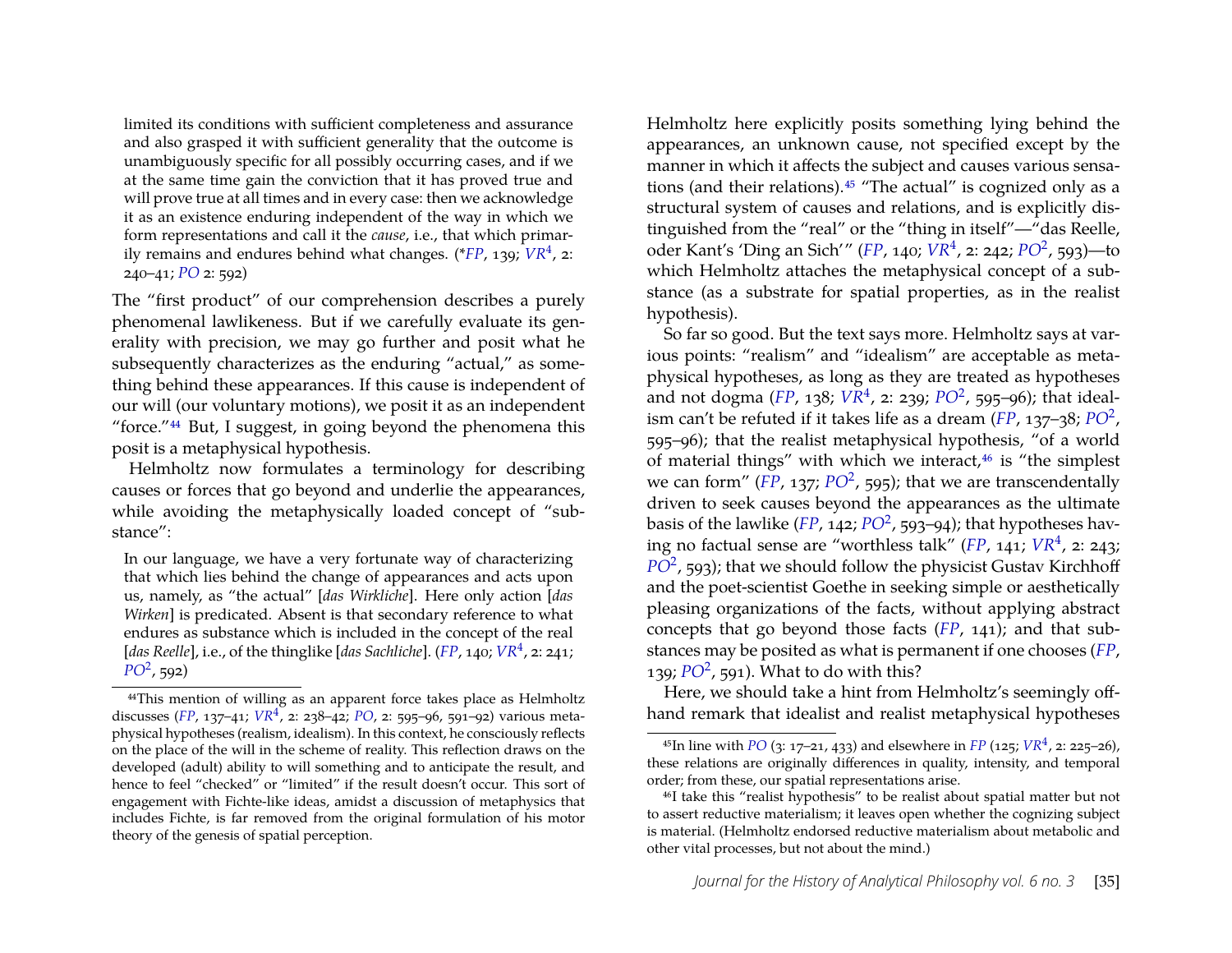> limited its conditions with sufficient completeness and assurance and also grasped it with sufficient generality that the outcome is unambiguously specific for all possibly occurring cases, and if we at the same time gain the conviction that it has proved true and will prove true at all times and in every case: then we acknowledge it as an existence enduring independent of the way in which we form representations and call it the *cause*, i.e., that which primarily remains and endures behind what changes. (\**FP*, 139; *VR*[4], 2: 240–41; *PO* 2: 592)

The "first product" of our comprehension describes a purely phenomenal lawlikeness. But if we carefully evaluate its generality with precision, we may go further and posit what he subsequently characterizes as the enduring "actual," as something behind these appearances. If this cause is independent of our will (our voluntary motions), we posit it as an independent "force."[44] But, I suggest, in going beyond the phenomena this posit is a metaphysical hypothesis.

Helmholtz now formulates a terminology for describing causes or forces that go beyond and underlie the appearances, while avoiding the metaphysically loaded concept of "substance":

> In our language, we have a very fortunate way of characterizing that which lies behind the change of appearances and acts upon us, namely, as "the actual" [*das Wirkliche*]. Here only action [*das Wirken*] is predicated. Absent is that secondary reference to what endures as substance which is included in the concept of the real [*das Reelle*], i.e., of the thinglike [*das Sachliche*]. (*FP*, 140; *VR*[4], 2: 241; *PO*[2], 592)

Helmholtz here explicitly posits something lying behind the appearances, an unknown cause, not specified except by the manner in which it affects the subject and causes various sensations (and their relations).[45] "The actual" is cognized only as a structural system of causes and relations, and is explicitly distinguished from the "real" or the "thing in itself"—"das Reelle, oder Kant's 'Ding an Sich'" (*FP*, 140; *VR*[4], 2: 242; *PO*[2], 593)—to which Helmholtz attaches the metaphysical concept of a substance (as a substrate for spatial properties, as in the realist hypothesis).

So far so good. But the text says more. Helmholtz says at various points: "realism" and "idealism" are acceptable as metaphysical hypotheses, as long as they are treated as hypotheses and not dogma (*FP*, 138; *VR*[4], 2: 239; *PO*[2], 595–96); that idealism can't be refuted if it takes life as a dream (*FP*, 137–38; *PO*[2], 595–96); that the realist metaphysical hypothesis, "of a world of material things" with which we interact,[46] is "the simplest we can form" (*FP*, 137; *PO*[2], 595); that we are transcendentally driven to seek causes beyond the appearances as the ultimate basis of the lawlike (*FP*, 142; *PO*[2], 593–94); that hypotheses having no factual sense are "worthless talk" (*FP*, 141; *VR*[4], 2: 243; *PO*[2], 593); that we should follow the physicist Gustav Kirchhoff and the poet-scientist Goethe in seeking simple or aesthetically pleasing organizations of the facts, without applying abstract concepts that go beyond those facts (*FP*, 141); and that substances may be posited as what is permanent if one chooses (*FP*, 139; *PO*[2], 591). What to do with this?

Here, we should take a hint from Helmholtz's seemingly offhand remark that idealist and realist metaphysical hypotheses

---

[44] This mention of willing as an apparent force takes place as Helmholtz discusses (*FP*, 137–41; *VR*[4], 2: 238–42; *PO*, 2: 595–96, 591–92) various metaphysical hypotheses (realism, idealism). In this context, he consciously reflects on the place of the will in the scheme of reality. This reflection draws on the developed (adult) ability to will something and to anticipate the result, and hence to feel "checked" or "limited" if the result doesn't occur. This sort of engagement with Fichte-like ideas, amidst a discussion of metaphysics that includes Fichte, is far removed from the original formulation of his motor theory of the genesis of spatial perception.

[45] In line with *PO* (3: 17–21, 433) and elsewhere in *FP* (125; *VR*[4], 2: 225–26), these relations are originally differences in quality, intensity, and temporal order; from these, our spatial representations arise.

[46] I take this "realist hypothesis" to be realist about spatial matter but not to assert reductive materialism; it leaves open whether the cognizing subject is material. (Helmholtz endorsed reductive materialism about metabolic and other vital processes, but not about the mind.)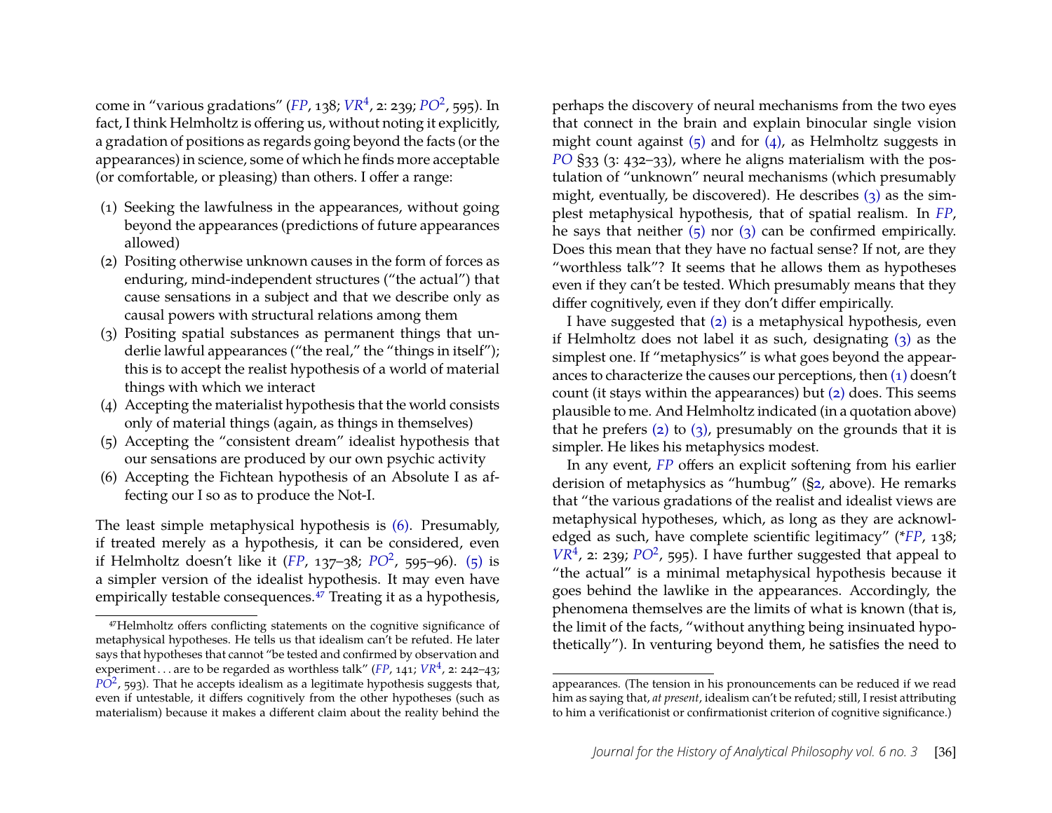come in "various gradations" (*FP*, 138; *VR*[4], 2: 239; *PO*[2], 595). In fact, I think Helmholtz is offering us, without noting it explicitly, a gradation of positions as regards going beyond the facts (or the appearances) in science, some of which he finds more acceptable (or comfortable, or pleasing) than others. I offer a range:

(1) Seeking the lawfulness in the appearances, without going beyond the appearances (predictions of future appearances allowed)
(2) Positing otherwise unknown causes in the form of forces as enduring, mind-independent structures ("the actual") that cause sensations in a subject and that we describe only as causal powers with structural relations among them
(3) Positing spatial substances as permanent things that underlie lawful appearances ("the real," the "things in itself"); this is to accept the realist hypothesis of a world of material things with which we interact
(4) Accepting the materialist hypothesis that the world consists only of material things (again, as things in themselves)
(5) Accepting the "consistent dream" idealist hypothesis that our sensations are produced by our own psychic activity
(6) Accepting the Fichtean hypothesis of an Absolute I as affecting our I so as to produce the Not-I.

The least simple metaphysical hypothesis is (6). Presumably, if treated merely as a hypothesis, it can be considered, even if Helmholtz doesn't like it (*FP*, 137–38; *PO*[2], 595–96). (5) is a simpler version of the idealist hypothesis. It may even have empirically testable consequences.[47] Treating it as a hypothesis, perhaps the discovery of neural mechanisms from the two eyes that connect in the brain and explain binocular single vision might count against (5) and for (4), as Helmholtz suggests in *PO* §33 (3: 432–33), where he aligns materialism with the postulation of "unknown" neural mechanisms (which presumably might, eventually, be discovered). He describes (3) as the simplest metaphysical hypothesis, that of spatial realism. In *FP*, he says that neither (5) nor (3) can be confirmed empirically. Does this mean that they have no factual sense? If not, are they "worthless talk"? It seems that he allows them as hypotheses even if they can't be tested. Which presumably means that they differ cognitively, even if they don't differ empirically.

I have suggested that (2) is a metaphysical hypothesis, even if Helmholtz does not label it as such, designating (3) as the simplest one. If "metaphysics" is what goes beyond the appearances to characterize the causes our perceptions, then (1) doesn't count (it stays within the appearances) but (2) does. This seems plausible to me. And Helmholtz indicated (in a quotation above) that he prefers (2) to (3), presumably on the grounds that it is simpler. He likes his metaphysics modest.

In any event, *FP* offers an explicit softening from his earlier derision of metaphysics as "humbug" (§2, above). He remarks that "the various gradations of the realist and idealist views are metaphysical hypotheses, which, as long as they are acknowledged as such, have complete scientific legitimacy" (\**FP*, 138; *VR*[4], 2: 239; *PO*[2], 595). I have further suggested that appeal to "the actual" is a minimal metaphysical hypothesis because it goes behind the lawlike in the appearances. Accordingly, the phenomena themselves are the limits of what is known (that is, the limit of the facts, "without anything being insinuated hypothetically"). In venturing beyond them, he satisfies the need to

---

[47] Helmholtz offers conflicting statements on the cognitive significance of metaphysical hypotheses. He tells us that idealism can't be refuted. He later says that hypotheses that cannot "be tested and confirmed by observation and experiment . . . are to be regarded as worthless talk" (*FP*, 141; *VR*[4], 2: 242–43; *PO*[2], 593). That he accepts idealism as a legitimate hypothesis suggests that, even if untestable, it differs cognitively from the other hypotheses (such as materialism) because it makes a different claim about the reality behind the appearances. (The tension in his pronouncements can be reduced if we read him as saying that, *at present*, idealism can't be refuted; still, I resist attributing to him a verificationist or confirmationist criterion of cognitive significance.)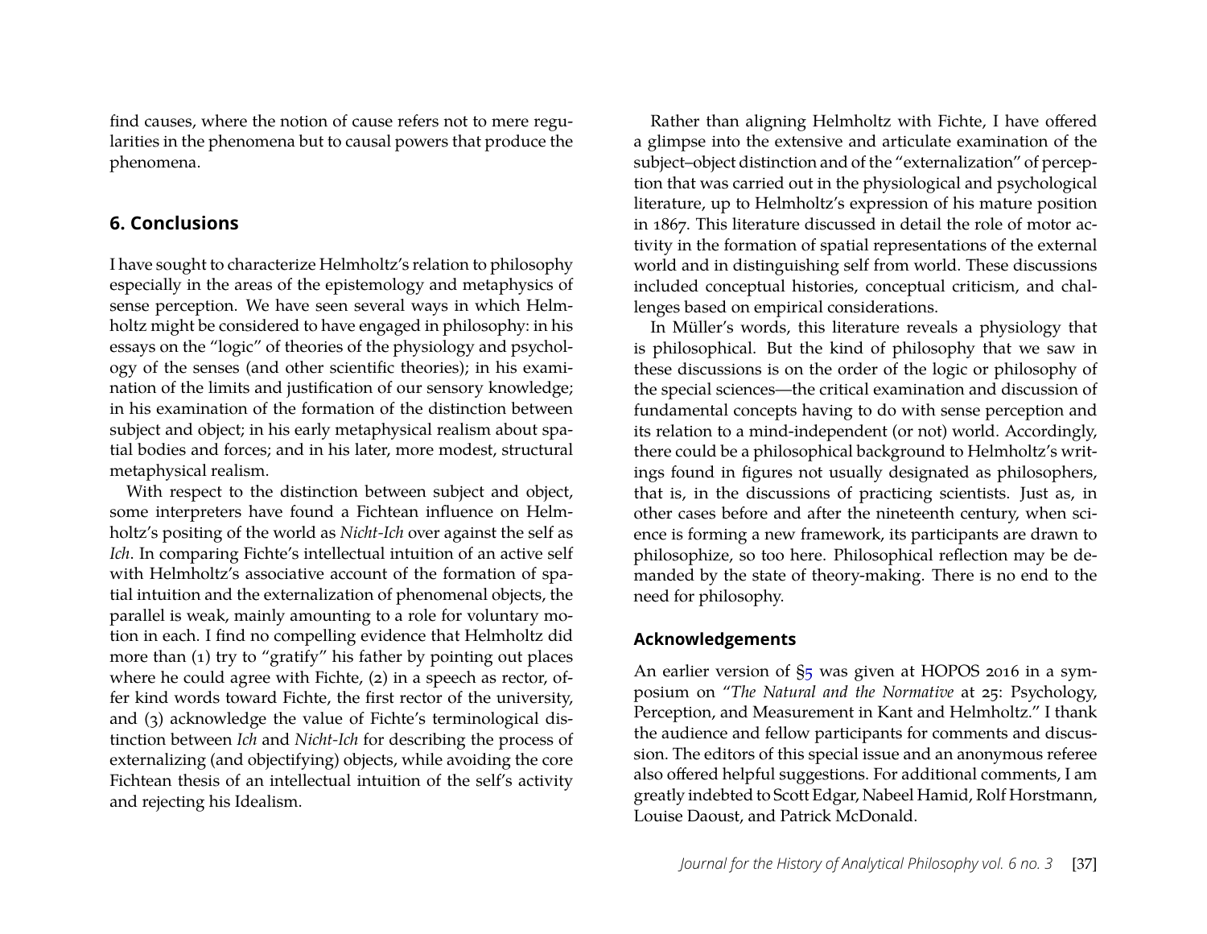find causes, where the notion of cause refers not to mere regularities in the phenomena but to causal powers that produce the phenomena.

## 6. Conclusions

I have sought to characterize Helmholtz's relation to philosophy especially in the areas of the epistemology and metaphysics of sense perception. We have seen several ways in which Helmholtz might be considered to have engaged in philosophy: in his essays on the "logic" of theories of the physiology and psychology of the senses (and other scientific theories); in his examination of the limits and justification of our sensory knowledge; in his examination of the formation of the distinction between subject and object; in his early metaphysical realism about spatial bodies and forces; and in his later, more modest, structural metaphysical realism.

With respect to the distinction between subject and object, some interpreters have found a Fichtean influence on Helmholtz's positing of the world as *Nicht-Ich* over against the self as *Ich*. In comparing Fichte's intellectual intuition of an active self with Helmholtz's associative account of the formation of spatial intuition and the externalization of phenomenal objects, the parallel is weak, mainly amounting to a role for voluntary motion in each. I find no compelling evidence that Helmholtz did more than (1) try to "gratify" his father by pointing out places where he could agree with Fichte, (2) in a speech as rector, offer kind words toward Fichte, the first rector of the university, and (3) acknowledge the value of Fichte's terminological distinction between *Ich* and *Nicht-Ich* for describing the process of externalizing (and objectifying) objects, while avoiding the core Fichtean thesis of an intellectual intuition of the self's activity and rejecting his Idealism.

Rather than aligning Helmholtz with Fichte, I have offered a glimpse into the extensive and articulate examination of the subject–object distinction and of the "externalization" of perception that was carried out in the physiological and psychological literature, up to Helmholtz's expression of his mature position in 1867. This literature discussed in detail the role of motor activity in the formation of spatial representations of the external world and in distinguishing self from world. These discussions included conceptual histories, conceptual criticism, and challenges based on empirical considerations.

In Müller's words, this literature reveals a physiology that is philosophical. But the kind of philosophy that we saw in these discussions is on the order of the logic or philosophy of the special sciences—the critical examination and discussion of fundamental concepts having to do with sense perception and its relation to a mind-independent (or not) world. Accordingly, there could be a philosophical background to Helmholtz's writings found in figures not usually designated as philosophers, that is, in the discussions of practicing scientists. Just as, in other cases before and after the nineteenth century, when science is forming a new framework, its participants are drawn to philosophize, so too here. Philosophical reflection may be demanded by the state of theory-making. There is no end to the need for philosophy.

### Acknowledgements

An earlier version of §5 was given at HOPOS 2016 in a symposium on "*The Natural and the Normative* at 25: Psychology, Perception, and Measurement in Kant and Helmholtz." I thank the audience and fellow participants for comments and discussion. The editors of this special issue and an anonymous referee also offered helpful suggestions. For additional comments, I am greatly indebted to Scott Edgar, Nabeel Hamid, Rolf Horstmann, Louise Daoust, and Patrick McDonald.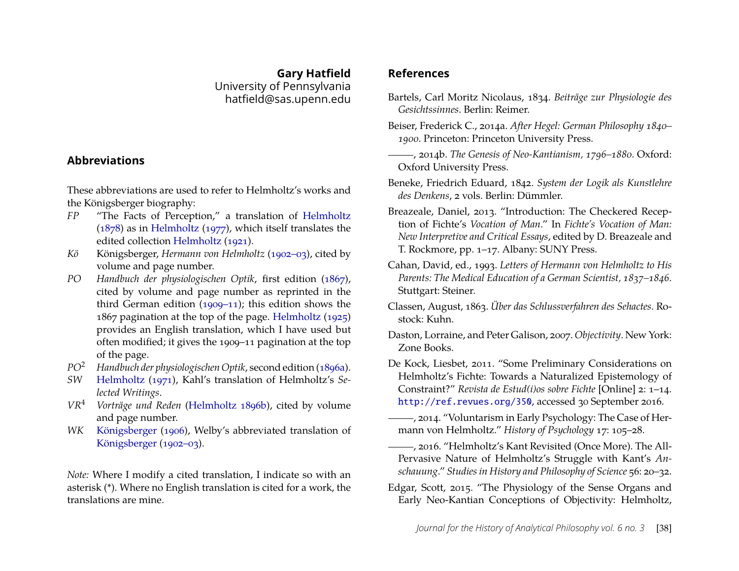**Gary Hatfield**
University of Pennsylvania
hatfield@sas.upenn.edu

## Abbreviations

These abbreviations are used to refer to Helmholtz's works and the Königsberger biography:

- *FP* "The Facts of Perception," a translation of Helmholtz (1878) as in Helmholtz (1977), which itself translates the edited collection Helmholtz (1921).
- *Kö* Königsberger, *Hermann von Helmholtz* (1902–03), cited by volume and page number.
- *PO* *Handbuch der physiologischen Optik*, first edition (1867), cited by volume and page number as reprinted in the third German edition (1909–11); this edition shows the 1867 pagination at the top of the page. Helmholtz (1925) provides an English translation, which I have used but often modified; it gives the 1909–11 pagination at the top of the page.
- *PO*[2] *Handbuch der physiologischen Optik*, second edition (1896a).
- *SW* Helmholtz (1971), Kahl's translation of Helmholtz's *Selected Writings*.
- *VR*[4] *Vorträge und Reden* (Helmholtz 1896b), cited by volume and page number.
- *WK* Königsberger (1906), Welby's abbreviated translation of Königsberger (1902–03).

*Note:* Where I modify a cited translation, I indicate so with an asterisk (*). Where no English translation is cited for a work, the translations are mine.

## References

Bartels, Carl Moritz Nicolaus, 1834. *Beiträge zur Physiologie des Gesichtssinnes*. Berlin: Reimer.

Beiser, Frederick C., 2014a. *After Hegel: German Philosophy 1840–1900*. Princeton: Princeton University Press.

———, 2014b. *The Genesis of Neo-Kantianism, 1796–1880*. Oxford: Oxford University Press.

Beneke, Friedrich Eduard, 1842. *System der Logik als Kunstlehre des Denkens*, 2 vols. Berlin: Dümmler.

Breazeale, Daniel, 2013. "Introduction: The Checkered Reception of Fichte's *Vocation of Man*." In *Fichte's Vocation of Man: New Interpretive and Critical Essays*, edited by D. Breazeale and T. Rockmore, pp. 1–17. Albany: SUNY Press.

Cahan, David, ed., 1993. *Letters of Hermann von Helmholtz to His Parents: The Medical Education of a German Scientist, 1837–1846*. Stuttgart: Steiner.

Classen, August, 1863. *Über das Schlussverfahren des Sehactes*. Rostock: Kuhn.

Daston, Lorraine, and Peter Galison, 2007. *Objectivity*. New York: Zone Books.

De Kock, Liesbet, 2011. "Some Preliminary Considerations on Helmholtz's Fichte: Towards a Naturalized Epistemology of Constraint?" *Revista de Estud(i)os sobre Fichte* [Online] 2: 1–14. http://ref.revues.org/350, accessed 30 September 2016.

———, 2014. "Voluntarism in Early Psychology: The Case of Hermann von Helmholtz." *History of Psychology* 17: 105–28.

———, 2016. "Helmholtz's Kant Revisited (Once More). The All-Pervasive Nature of Helmholtz's Struggle with Kant's *Anschauung*." *Studies in History and Philosophy of Science* 56: 20–32.

Edgar, Scott, 2015. "The Physiology of the Sense Organs and Early Neo-Kantian Conceptions of Objectivity: Helmholtz,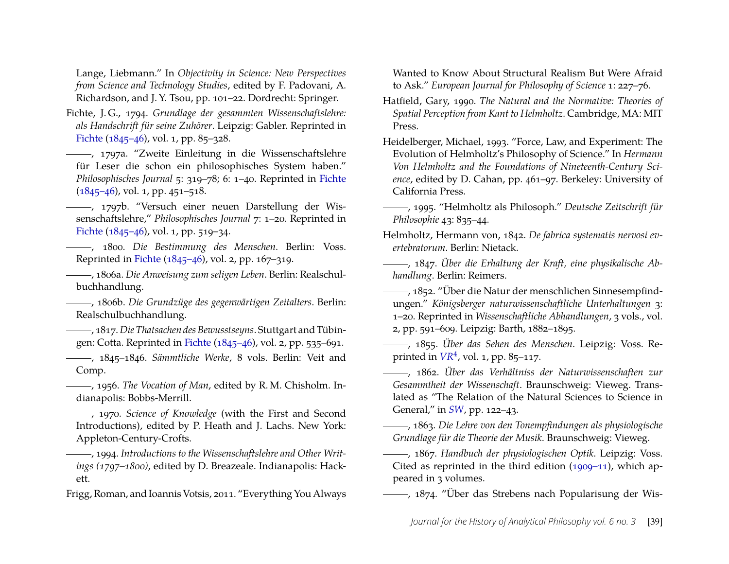Lange, Liebmann." In *Objectivity in Science: New Perspectives from Science and Technology Studies*, edited by F. Padovani, A. Richardson, and J. Y. Tsou, pp. 101–22. Dordrecht: Springer.

Fichte, J. G., 1794. *Grundlage der gesammten Wissenschaftslehre: als Handschrift für seine Zuhörer*. Leipzig: Gabler. Reprinted in Fichte (1845–46), vol. 1, pp. 85–328.

———, 1797a. "Zweite Einleitung in die Wissenschaftslehre für Leser die schon ein philosophisches System haben." *Philosophisches Journal* 5: 319–78; 6: 1–40. Reprinted in Fichte (1845–46), vol. 1, pp. 451–518.

———, 1797b. "Versuch einer neuen Darstellung der Wissenschaftslehre," *Philosophisches Journal* 7: 1–20. Reprinted in Fichte (1845–46), vol. 1, pp. 519–34.

———, 1800. *Die Bestimmung des Menschen*. Berlin: Voss. Reprinted in Fichte (1845–46), vol. 2, pp. 167–319.

———, 1806a. *Die Anweisung zum seligen Leben*. Berlin: Realschulbuchhandlung.

———, 1806b. *Die Grundzüge des gegenwärtigen Zeitalters*. Berlin: Realschulbuchhandlung.

———, 1817. *Die Thatsachen des Bewusstseyns*. Stuttgart and Tübingen: Cotta. Reprinted in Fichte (1845–46), vol. 2, pp. 535–691.

———, 1845–1846. *Sämmtliche Werke*, 8 vols. Berlin: Veit and Comp.

———, 1956. *The Vocation of Man*, edited by R. M. Chisholm. Indianapolis: Bobbs-Merrill.

———, 1970. *Science of Knowledge* (with the First and Second Introductions), edited by P. Heath and J. Lachs. New York: Appleton-Century-Crofts.

———, 1994. *Introductions to the Wissenschaftslehre and Other Writings (1797–1800)*, edited by D. Breazeale. Indianapolis: Hackett.

Frigg, Roman, and Ioannis Votsis, 2011. "Everything You Always Wanted to Know About Structural Realism But Were Afraid to Ask." *European Journal for Philosophy of Science* 1: 227–76.

Hatfield, Gary, 1990. *The Natural and the Normative: Theories of Spatial Perception from Kant to Helmholtz*. Cambridge, MA: MIT Press.

Heidelberger, Michael, 1993. "Force, Law, and Experiment: The Evolution of Helmholtz's Philosophy of Science." In *Hermann Von Helmholtz and the Foundations of Nineteenth-Century Science*, edited by D. Cahan, pp. 461–97. Berkeley: University of California Press.

———, 1995. "Helmholtz als Philosoph." *Deutsche Zeitschrift für Philosophie* 43: 835–44.

Helmholtz, Hermann von, 1842. *De fabrica systematis nervosi evertebratorum*. Berlin: Nietack.

———, 1847. *Über die Erhaltung der Kraft, eine physikalische Abhandlung*. Berlin: Reimers.

———, 1852. "Über die Natur der menschlichen Sinnesempfindungen." *Königsberger naturwissenschaftliche Unterhaltungen* 3: 1–20. Reprinted in *Wissenschaftliche Abhandlungen*, 3 vols., vol. 2, pp. 591–609. Leipzig: Barth, 1882–1895.

———, 1855. *Über das Sehen des Menschen*. Leipzig: Voss. Reprinted in *VR*[4], vol. 1, pp. 85–117.

———, 1862. *Über das Verhältniss der Naturwissenschaften zur Gesammtheit der Wissenschaft*. Braunschweig: Vieweg. Translated as "The Relation of the Natural Sciences to Science in General," in *SW*, pp. 122–43.

———, 1863. *Die Lehre von den Tonempfindungen als physiologische Grundlage für die Theorie der Musik*. Braunschweig: Vieweg.

———, 1867. *Handbuch der physiologischen Optik*. Leipzig: Voss. Cited as reprinted in the third edition (1909–11), which appeared in 3 volumes.

———, 1874. "Über das Strebens nach Popularisung der Wis-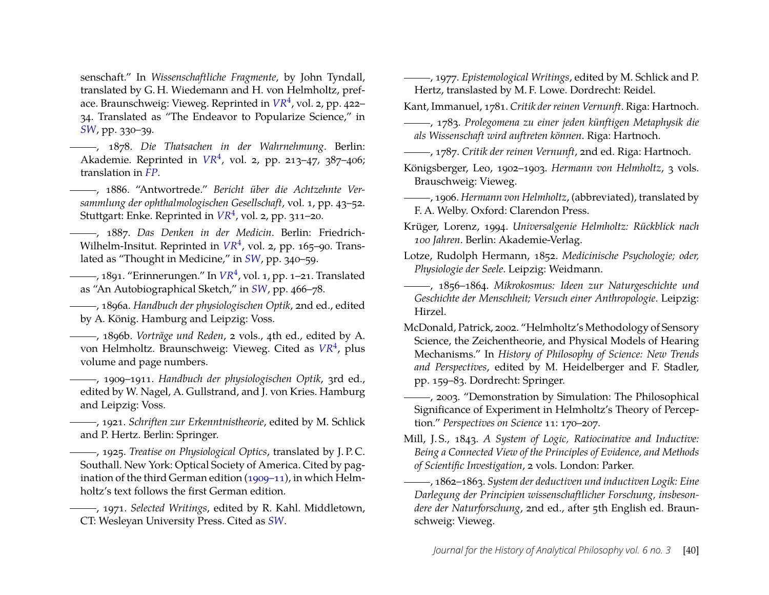senschaft." In *Wissenschaftliche Fragmente*, by John Tyndall, translated by G. H. Wiedemann and H. von Helmholtz, preface. Braunschweig: Vieweg. Reprinted in *VR*[4], vol. 2, pp. 422–34. Translated as "The Endeavor to Popularize Science," in *SW*, pp. 330–39.

———, 1878. *Die Thatsachen in der Wahrnehmung*. Berlin: Akademie. Reprinted in *VR*[4], vol. 2, pp. 213–47, 387–406; translation in *FP*.

———, 1886. "Antwortrede." *Bericht über die Achtzehnte Versammlung der ophthalmologischen Gesellschaft*, vol. 1, pp. 43–52. Stuttgart: Enke. Reprinted in *VR*[4], vol. 2, pp. 311–20.

———, 1887. *Das Denken in der Medicin*. Berlin: Friedrich-Wilhelm-Insitut. Reprinted in *VR*[4], vol. 2, pp. 165–90. Translated as "Thought in Medicine," in *SW*, pp. 340–59.

———, 1891. "Erinnerungen." In *VR*[4], vol. 1, pp. 1–21. Translated as "An Autobiographical Sketch," in *SW*, pp. 466–78.

———, 1896a. *Handbuch der physiologischen Optik*, 2nd ed., edited by A. König. Hamburg and Leipzig: Voss.

———, 1896b. *Vorträge und Reden*, 2 vols., 4th ed., edited by A. von Helmholtz. Braunschweig: Vieweg. Cited as *VR*[4], plus volume and page numbers.

———, 1909–1911. *Handbuch der physiologischen Optik*, 3rd ed., edited by W. Nagel, A. Gullstrand, and J. von Kries. Hamburg and Leipzig: Voss.

———, 1921. *Schriften zur Erkenntnistheorie*, edited by M. Schlick and P. Hertz. Berlin: Springer.

———, 1925. *Treatise on Physiological Optics*, translated by J. P. C. Southall. New York: Optical Society of America. Cited by pagination of the third German edition (1909–11), in which Helmholtz's text follows the first German edition.

———, 1971. *Selected Writings*, edited by R. Kahl. Middletown, CT: Wesleyan University Press. Cited as *SW*.

———, 1977. *Epistemological Writings*, edited by M. Schlick and P. Hertz, translasted by M. F. Lowe. Dordrecht: Reidel.

Kant, Immanuel, 1781. *Critik der reinen Vernunft*. Riga: Hartnoch.

———, 1783. *Prolegomena zu einer jeden künftigen Metaphysik die als Wissenschaft wird auftreten können*. Riga: Hartnoch.

———, 1787. *Critik der reinen Vernunft*, 2nd ed. Riga: Hartnoch.

Königsberger, Leo, 1902–1903. *Hermann von Helmholtz*, 3 vols. Brauschweig: Vieweg.

———, 1906. *Hermann von Helmholtz*, (abbreviated), translated by F. A. Welby. Oxford: Clarendon Press.

Krüger, Lorenz, 1994. *Universalgenie Helmholtz: Rückblick nach 100 Jahren*. Berlin: Akademie-Verlag.

Lotze, Rudolph Hermann, 1852. *Medicinische Psychologie; oder, Physiologie der Seele*. Leipzig: Weidmann.

———, 1856–1864. *Mikrokosmus: Ideen zur Naturgeschichte und Geschichte der Menschheit; Versuch einer Anthropologie*. Leipzig: Hirzel.

McDonald, Patrick, 2002. "Helmholtz's Methodology of Sensory Science, the Zeichentheorie, and Physical Models of Hearing Mechanisms." In *History of Philosophy of Science: New Trends and Perspectives*, edited by M. Heidelberger and F. Stadler, pp. 159–83. Dordrecht: Springer.

———, 2003. "Demonstration by Simulation: The Philosophical Significance of Experiment in Helmholtz's Theory of Perception." *Perspectives on Science* 11: 170–207.

Mill, J. S., 1843. *A System of Logic, Ratiocinative and Inductive: Being a Connected View of the Principles of Evidence, and Methods of Scientific Investigation*, 2 vols. London: Parker.

———, 1862–1863. *System der deductiven und inductiven Logik: Eine Darlegung der Principien wissenschaftlicher Forschung, insbesondere der Naturforschung*, 2nd ed., after 5th English ed. Braunschweig: Vieweg.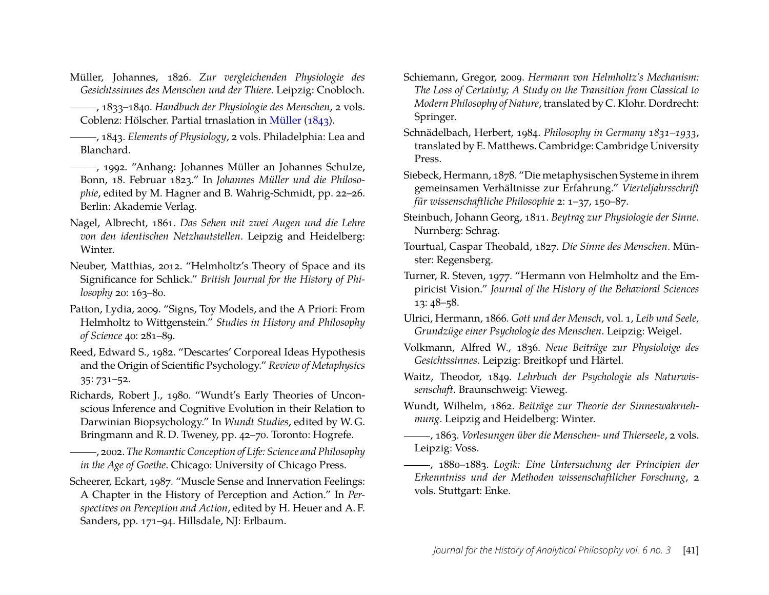Müller, Johannes, 1826. *Zur vergleichenden Physiologie des Gesichtssinnes des Menschen und der Thiere*. Leipzig: Cnobloch.

———, 1833–1840. *Handbuch der Physiologie des Menschen*, 2 vols. Coblenz: Hölscher. Partial trnaslation in Müller (1843).

———, 1843. *Elements of Physiology*, 2 vols. Philadelphia: Lea and Blanchard.

———, 1992. "Anhang: Johannes Müller an Johannes Schulze, Bonn, 18. Februar 1823." In *Johannes Müller und die Philosophie*, edited by M. Hagner and B. Wahrig-Schmidt, pp. 22–26. Berlin: Akademie Verlag.

Nagel, Albrecht, 1861. *Das Sehen mit zwei Augen und die Lehre von den identischen Netzhautstellen*. Leipzig and Heidelberg: Winter.

Neuber, Matthias, 2012. "Helmholtz's Theory of Space and its Significance for Schlick." *British Journal for the History of Philosophy* 20: 163–80.

Patton, Lydia, 2009. "Signs, Toy Models, and the A Priori: From Helmholtz to Wittgenstein." *Studies in History and Philosophy of Science* 40: 281–89.

Reed, Edward S., 1982. "Descartes' Corporeal Ideas Hypothesis and the Origin of Scientific Psychology." *Review of Metaphysics* 35: 731–52.

Richards, Robert J., 1980. "Wundt's Early Theories of Unconscious Inference and Cognitive Evolution in their Relation to Darwinian Biopsychology." In *Wundt Studies*, edited by W. G. Bringmann and R. D. Tweney, pp. 42–70. Toronto: Hogrefe.

———, 2002. *The Romantic Conception of Life: Science and Philosophy in the Age of Goethe*. Chicago: University of Chicago Press.

Scheerer, Eckart, 1987. "Muscle Sense and Innervation Feelings: A Chapter in the History of Perception and Action." In *Perspectives on Perception and Action*, edited by H. Heuer and A. F. Sanders, pp. 171–94. Hillsdale, NJ: Erlbaum.

Schiemann, Gregor, 2009. *Hermann von Helmholtz's Mechanism: The Loss of Certainty; A Study on the Transition from Classical to Modern Philosophy of Nature*, translated by C. Klohr. Dordrecht: Springer.

Schnädelbach, Herbert, 1984. *Philosophy in Germany 1831–1933*, translated by E. Matthews. Cambridge: Cambridge University Press.

Siebeck, Hermann, 1878. "Die metaphysischen Systeme in ihrem gemeinsamen Verhältnisse zur Erfahrung." *Vierteljahrsschrift für wissenschaftliche Philosophie* 2: 1–37, 150–87.

Steinbuch, Johann Georg, 1811. *Beytrag zur Physiologie der Sinne*. Nurnberg: Schrag.

Tourtual, Caspar Theobald, 1827. *Die Sinne des Menschen*. Münster: Regensberg.

Turner, R. Steven, 1977. "Hermann von Helmholtz and the Empiricist Vision." *Journal of the History of the Behavioral Sciences* 13: 48–58.

Ulrici, Hermann, 1866. *Gott und der Mensch*, vol. 1, *Leib und Seele, Grundzüge einer Psychologie des Menschen*. Leipzig: Weigel.

Volkmann, Alfred W., 1836. *Neue Beiträge zur Physioloige des Gesichtssinnes*. Leipzig: Breitkopf und Härtel.

Waitz, Theodor, 1849. *Lehrbuch der Psychologie als Naturwissenschaft*. Braunschweig: Vieweg.

Wundt, Wilhelm, 1862. *Beiträge zur Theorie der Sinneswahrnehmung*. Leipzig and Heidelberg: Winter.

———, 1863. *Vorlesungen über die Menschen- und Thierseele*, 2 vols. Leipzig: Voss.

———, 1880–1883. *Logik: Eine Untersuchung der Principien der Erkenntniss und der Methoden wissenschaftlicher Forschung*, 2 vols. Stuttgart: Enke.